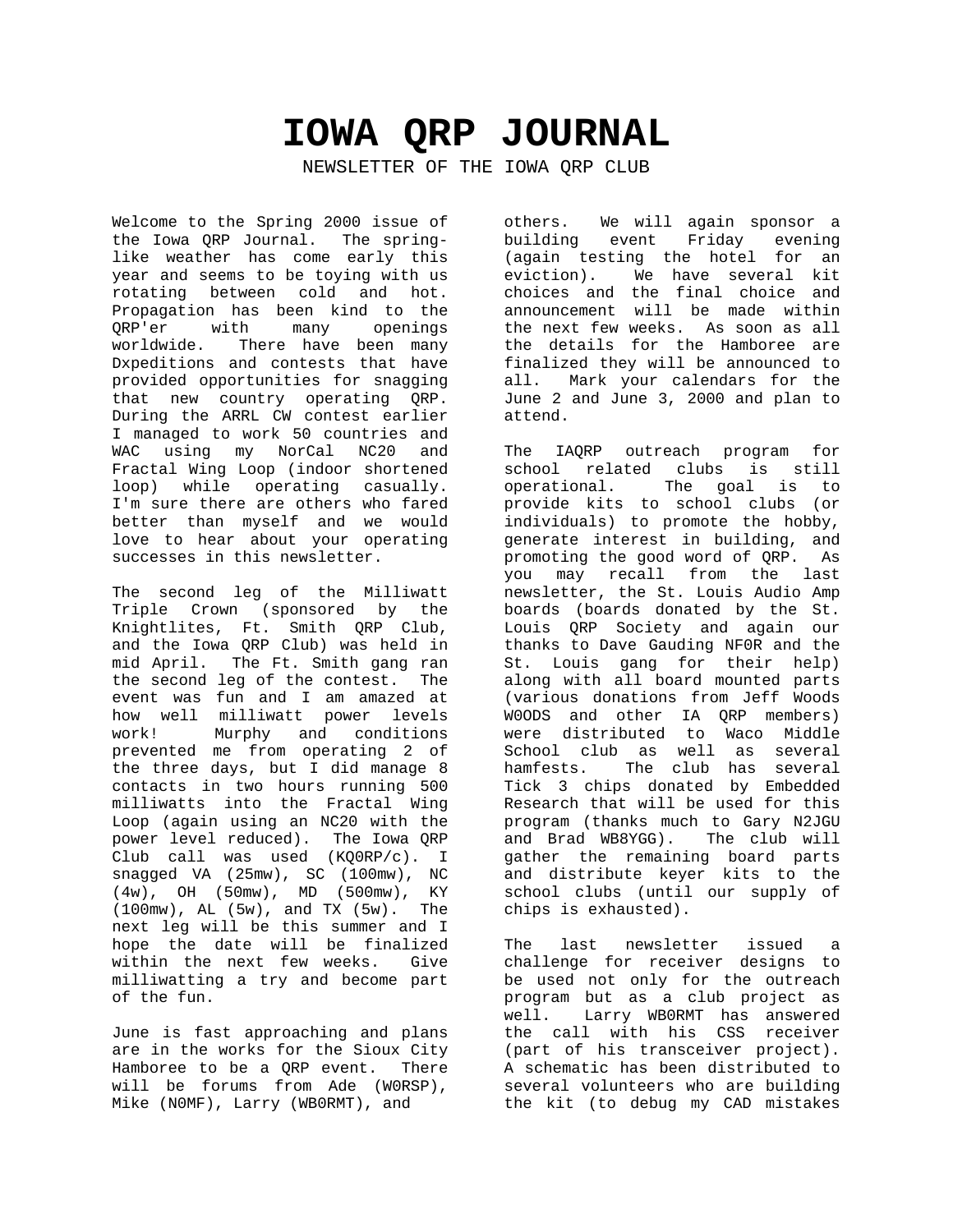# IOWA QRP JOURNAL

NEWSLETTER OF THE IOWA QRP CLUB

Welcome to the Spring 2000 issue of the Iowa QRP Journal. The spring-like weather has come early this year and seems to be toying with us rotating between cold and hot. Propagation has been kind to the QRP'er with many openings worldwide. There have been many Dxpeditions and contests that have provided opportunities for snagging that new country operating QRP. During the ARRL CW contest earlier I managed to work 50 countries and WAC using my NorCal NC20 and Fractal Wing Loop (indoor shortened loop) while operating casually. I'm sure there are others who fared better than myself and we would love to hear about your operating successes in this newsletter.

The second leg of the Milliwatt Triple Crown (sponsored by the Knightlites, Ft. Smith QRP Club, and the Iowa QRP Club) was held in mid April. The Ft. Smith gang ran the second leg of the contest. The event was fun and I am amazed at how well milliwatt power levels work! Murphy and conditions prevented me from operating 2 of the three days, but I did manage 8 contacts in two hours running 500 milliwatts into the Fractal Wing Loop (again using an NC20 with the power level reduced). The Iowa QRP Club call was used (KQ0RP/c). I snagged VA (25mw), SC (100mw), NC (4w), OH (50mw), MD (500mw), KY (100mw), AL (5w), and TX (5w). The next leg will be this summer and I hope the date will be finalized within the next few weeks. Give milliwatting a try and become part of the fun.

June is fast approaching and plans are in the works for the Sioux City Hamboree to be a QRP event. There will be forums from Ade (W0RSP), Mike (N0MF), Larry (WB0RMT), and others. We will again sponsor a building event Friday evening (again testing the hotel for an eviction). We have several kit choices and the final choice and announcement will be made within the next few weeks. As soon as all the details for the Hamboree are finalized they will be announced to all. Mark your calendars for the June 2 and June 3, 2000 and plan to attend.

The IAQRP outreach program for school related clubs is still operational. The goal is to provide kits to school clubs (or individuals) to promote the hobby, generate interest in building, and promoting the good word of QRP. As you may recall from the last newsletter, the St. Louis Audio Amp boards (boards donated by the St. Louis QRP Society and again our thanks to Dave Gauding NF0R and the St. Louis gang for their help) along with all board mounted parts (various donations from Jeff Woods W0ODS and other IA QRP members) were distributed to Waco Middle School club as well as several hamfests. The club has several Tick 3 chips donated by Embedded Research that will be used for this program (thanks much to Gary N2JGU and Brad WB8YGG). The club will gather the remaining board parts and distribute keyer kits to the school clubs (until our supply of chips is exhausted).

The last newsletter issued a challenge for receiver designs to be used not only for the outreach program but as a club project as well. Larry WB0RMT has answered the call with his CSS receiver (part of his transceiver project). A schematic has been distributed to several volunteers who are building the kit (to debug my CAD mistakes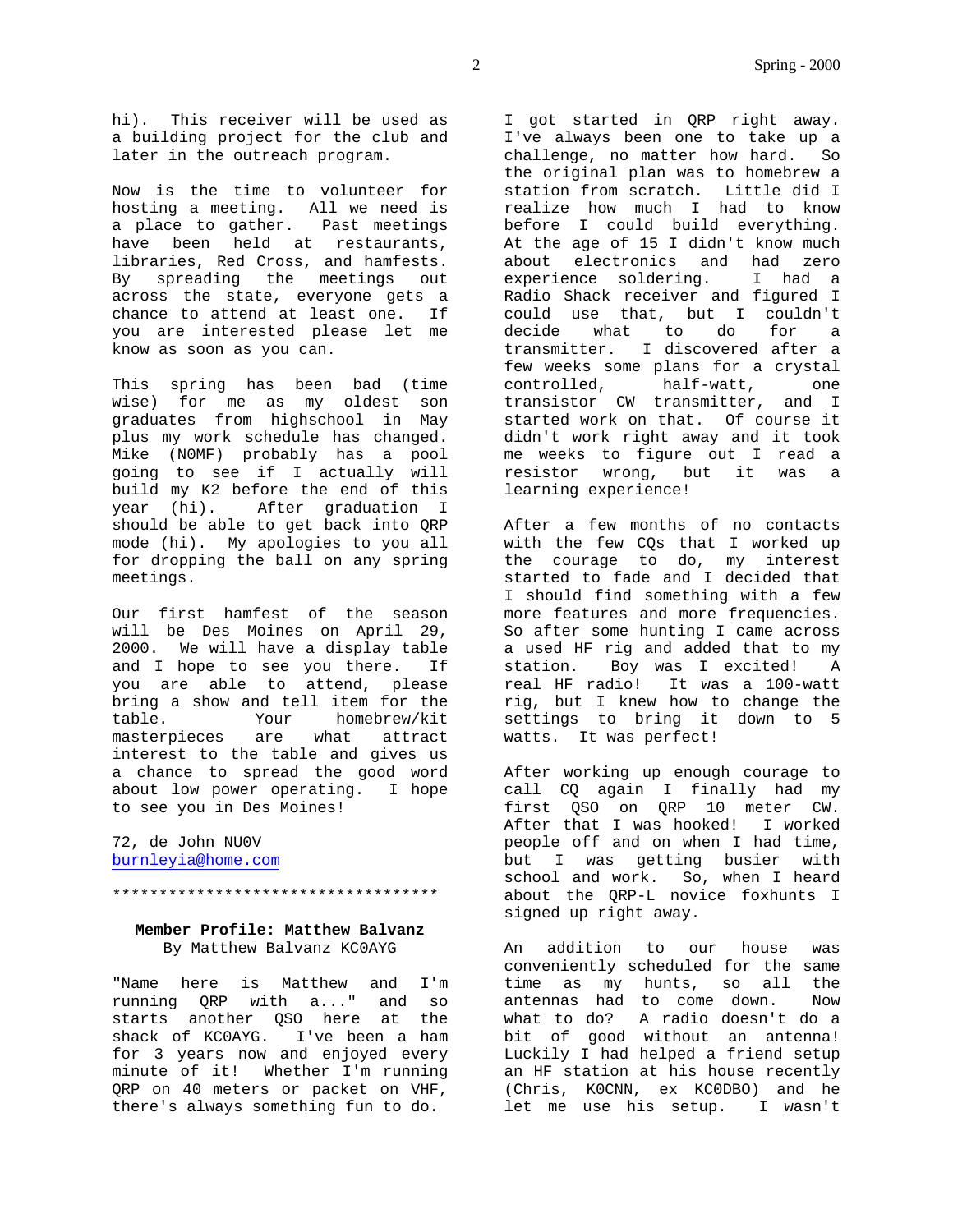hi). This receiver will be used as a building project for the club and later in the outreach program.

Now is the time to volunteer for hosting a meeting. All we need is a place to gather. Past meetings have been held at restaurants, libraries, Red Cross, and hamfests. By spreading the meetings out across the state, everyone gets a chance to attend at least one. If you are interested please let me know as soon as you can.

This spring has been bad (time wise) for me as my oldest son graduates from highschool in May plus my work schedule has changed. Mike (N0MF) probably has a pool going to see if I actually will build my K2 before the end of this year (hi). After graduation I should be able to get back into QRP mode (hi). My apologies to you all for dropping the ball on any spring meetings.

Our first hamfest of the season will be Des Moines on April 29, 2000. We will have a display table and I hope to see you there. If you are able to attend, please bring a show and tell item for the table. Your homebrew/kit masterpieces are what attract interest to the table and gives us a chance to spread the good word about low power operating. I hope to see you in Des Moines!

72, de John NU0V
burnleyia@home.com

************************************

**Member Profile: Matthew Balvanz**
By Matthew Balvanz KC0AYG

"Name here is Matthew and I'm running QRP with a..." and so starts another QSO here at the shack of KC0AYG. I've been a ham for 3 years now and enjoyed every minute of it! Whether I'm running QRP on 40 meters or packet on VHF, there's always something fun to do.

I got started in QRP right away. I've always been one to take up a challenge, no matter how hard. So the original plan was to homebrew a station from scratch. Little did I realize how much I had to know before I could build everything. At the age of 15 I didn't know much about electronics and had zero experience soldering. I had a Radio Shack receiver and figured I could use that, but I couldn't decide what to do for a transmitter. I discovered after a few weeks some plans for a crystal controlled, half-watt, one transistor CW transmitter, and I started work on that. Of course it didn't work right away and it took me weeks to figure out I read a resistor wrong, but it was a learning experience!

After a few months of no contacts with the few CQs that I worked up the courage to do, my interest started to fade and I decided that I should find something with a few more features and more frequencies. So after some hunting I came across a used HF rig and added that to my station. Boy was I excited! A real HF radio! It was a 100-watt rig, but I knew how to change the settings to bring it down to 5 watts. It was perfect!

After working up enough courage to call CQ again I finally had my first QSO on QRP 10 meter CW. After that I was hooked! I worked people off and on when I had time, but I was getting busier with school and work. So, when I heard about the QRP-L novice foxhunts I signed up right away.

An addition to our house was conveniently scheduled for the same time as my hunts, so all the antennas had to come down. Now what to do? A radio doesn't do a bit of good without an antenna! Luckily I had helped a friend setup an HF station at his house recently (Chris, K0CNN, ex KC0DBO) and he let me use his setup. I wasn't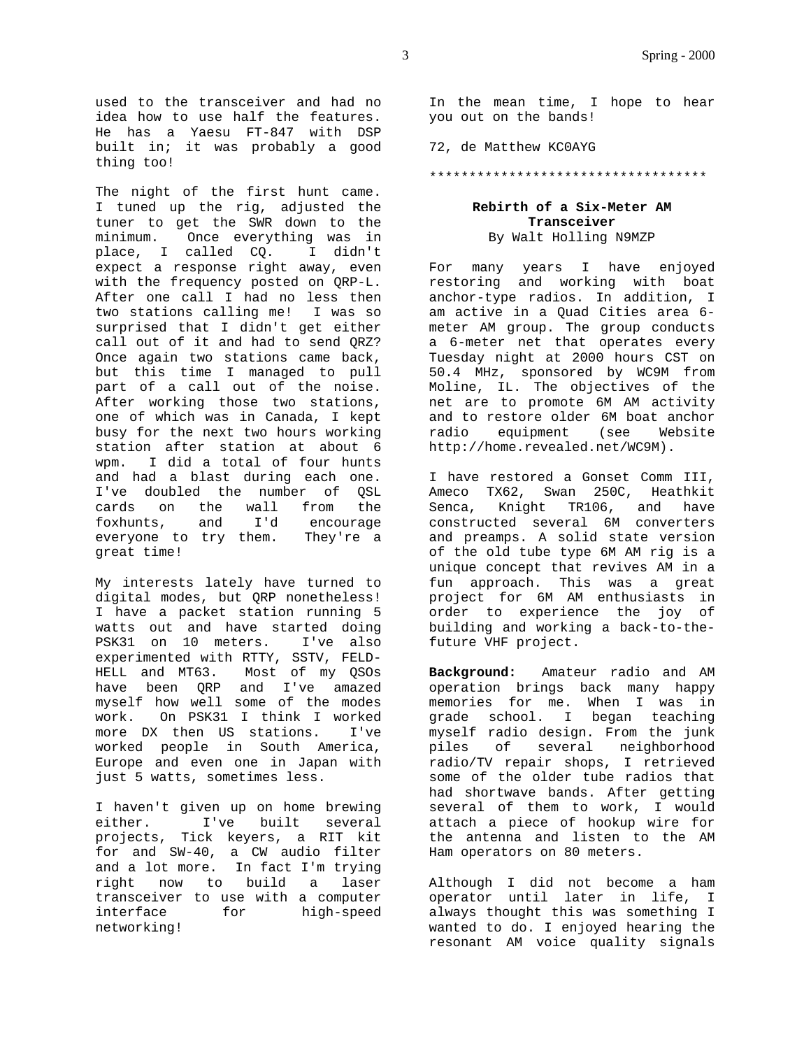used to the transceiver and had no idea how to use half the features. He has a Yaesu FT-847 with DSP built in; it was probably a good thing too!

The night of the first hunt came. I tuned up the rig, adjusted the tuner to get the SWR down to the minimum. Once everything was in place, I called CQ. I didn't expect a response right away, even with the frequency posted on QRP-L. After one call I had no less then two stations calling me! I was so surprised that I didn't get either call out of it and had to send QRZ? Once again two stations came back, but this time I managed to pull part of a call out of the noise. After working those two stations, one of which was in Canada, I kept busy for the next two hours working station after station at about 6 wpm. I did a total of four hunts and had a blast during each one. I've doubled the number of QSL cards on the wall from the foxhunts, and I'd encourage everyone to try them. They're a great time!

My interests lately have turned to digital modes, but QRP nonetheless! I have a packet station running 5 watts out and have started doing PSK31 on 10 meters. I've also experimented with RTTY, SSTV, FELD-HELL and MT63. Most of my QSOs have been QRP and I've amazed myself how well some of the modes work. On PSK31 I think I worked more DX then US stations. I've worked people in South America, Europe and even one in Japan with just 5 watts, sometimes less.

I haven't given up on home brewing either. I've built several projects, Tick keyers, a RIT kit for and SW-40, a CW audio filter and a lot more. In fact I'm trying right now to build a laser transceiver to use with a computer interface for high-speed networking!

In the mean time, I hope to hear you out on the bands!

72, de Matthew KC0AYG

***********************************

## Rebirth of a Six-Meter AM Transceiver

By Walt Holling N9MZP

For many years I have enjoyed restoring and working with boat anchor-type radios. In addition, I am active in a Quad Cities area 6-meter AM group. The group conducts a 6-meter net that operates every Tuesday night at 2000 hours CST on 50.4 MHz, sponsored by WC9M from Moline, IL. The objectives of the net are to promote 6M AM activity and to restore older 6M boat anchor radio equipment (see Website http://home.revealed.net/WC9M).

I have restored a Gonset Comm III, Ameco TX62, Swan 250C, Heathkit Senca, Knight TR106, and have constructed several 6M converters and preamps. A solid state version of the old tube type 6M AM rig is a unique concept that revives AM in a fun approach. This was a great project for 6M AM enthusiasts in order to experience the joy of building and working a back-to-the-future VHF project.

**Background:** Amateur radio and AM operation brings back many happy memories for me. When I was in grade school. I began teaching myself radio design. From the junk piles of several neighborhood radio/TV repair shops, I retrieved some of the older tube radios that had shortwave bands. After getting several of them to work, I would attach a piece of hookup wire for the antenna and listen to the AM Ham operators on 80 meters.

Although I did not become a ham operator until later in life, I always thought this was something I wanted to do. I enjoyed hearing the resonant AM voice quality signals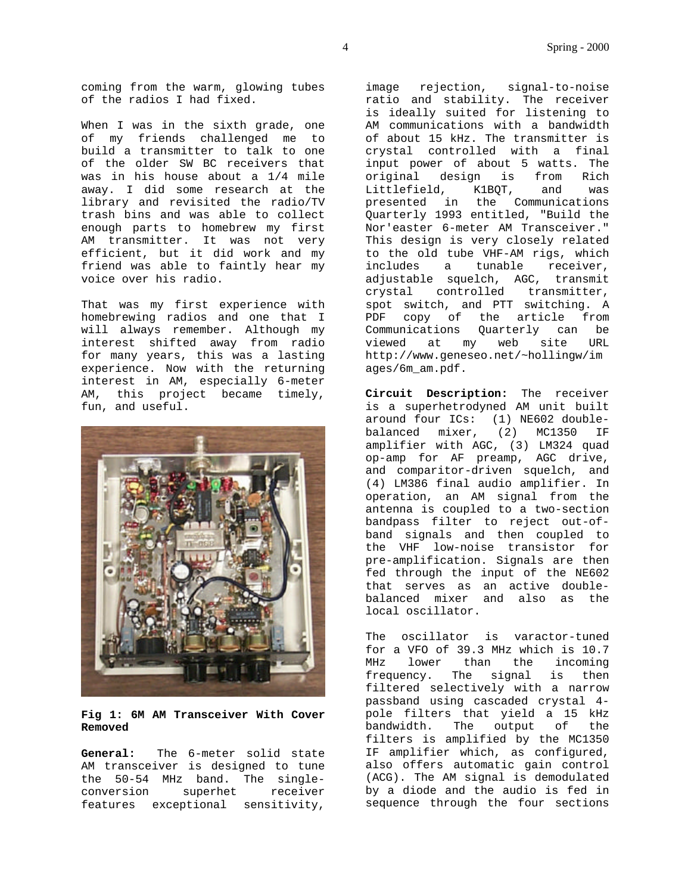coming from the warm, glowing tubes of the radios I had fixed.

When I was in the sixth grade, one of my friends challenged me to build a transmitter to talk to one of the older SW BC receivers that was in his house about a 1/4 mile away. I did some research at the library and revisited the radio/TV trash bins and was able to collect enough parts to homebrew my first AM transmitter. It was not very efficient, but it did work and my friend was able to faintly hear my voice over his radio.

That was my first experience with homebrewing radios and one that I will always remember. Although my interest shifted away from radio for many years, this was a lasting experience. Now with the returning interest in AM, especially 6-meter AM, this project became timely, fun, and useful.

**Fig 1: 6M AM Transceiver With Cover Removed**

**General:** The 6-meter solid state AM transceiver is designed to tune the 50-54 MHz band. The single-conversion superhet receiver features exceptional sensitivity, image rejection, signal-to-noise ratio and stability. The receiver is ideally suited for listening to AM communications with a bandwidth of about 15 kHz. The transmitter is crystal controlled with a final input power of about 5 watts. The original design is from Rich Littlefield, K1BQT, and was presented in the Communications Quarterly 1993 entitled, "Build the Nor'easter 6-meter AM Transceiver." This design is very closely related to the old tube VHF-AM rigs, which includes a tunable receiver, adjustable squelch, AGC, transmit crystal controlled transmitter, spot switch, and PTT switching. A PDF copy of the article from Communications Quarterly can be viewed at my web site URL http://www.geneseo.net/~hollingw/images/6m_am.pdf.

**Circuit Description:** The receiver is a superhetrodyned AM unit built around four ICs: (1) NE602 double-balanced mixer, (2) MC1350 IF amplifier with AGC, (3) LM324 quad op-amp for AF preamp, AGC drive, and comparitor-driven squelch, and (4) LM386 final audio amplifier. In operation, an AM signal from the antenna is coupled to a two-section bandpass filter to reject out-of-band signals and then coupled to the VHF low-noise transistor for pre-amplification. Signals are then fed through the input of the NE602 that serves as an active double-balanced mixer and also as the local oscillator.

The oscillator is varactor-tuned for a VFO of 39.3 MHz which is 10.7 MHz lower than the incoming frequency. The signal is then filtered selectively with a narrow passband using cascaded crystal 4-pole filters that yield a 15 kHz bandwidth. The output of the filters is amplified by the MC1350 IF amplifier which, as configured, also offers automatic gain control (ACG). The AM signal is demodulated by a diode and the audio is fed in sequence through the four sections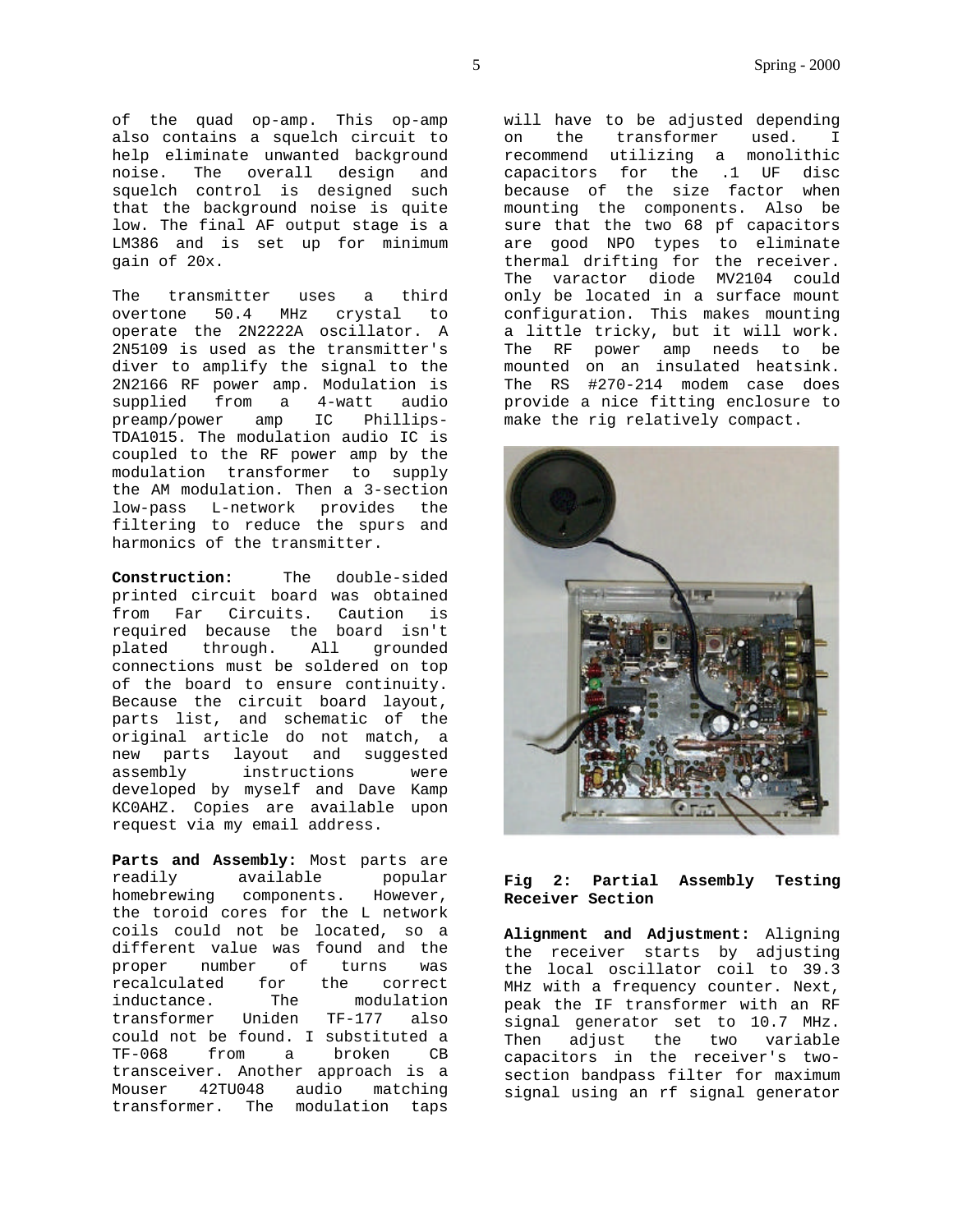of the quad op-amp. This op-amp also contains a squelch circuit to help eliminate unwanted background noise. The overall design and squelch control is designed such that the background noise is quite low. The final AF output stage is a LM386 and is set up for minimum gain of 20x.

The transmitter uses a third overtone 50.4 MHz crystal to operate the 2N2222A oscillator. A 2N5109 is used as the transmitter's diver to amplify the signal to the 2N2166 RF power amp. Modulation is supplied from a 4-watt audio preamp/power amp IC Phillips-TDA1015. The modulation audio IC is coupled to the RF power amp by the modulation transformer to supply the AM modulation. Then a 3-section low-pass L-network provides the filtering to reduce the spurs and harmonics of the transmitter.

**Construction:** The double-sided printed circuit board was obtained from Far Circuits. Caution is required because the board isn't plated through. All grounded connections must be soldered on top of the board to ensure continuity. Because the circuit board layout, parts list, and schematic of the original article do not match, a new parts layout and suggested assembly instructions were developed by myself and Dave Kamp KC0AHZ. Copies are available upon request via my email address.

**Parts and Assembly:** Most parts are readily available popular homebrewing components. However, the toroid cores for the L network coils could not be located, so a different value was found and the proper number of turns was recalculated for the correct inductance. The modulation transformer Uniden TF-177 also could not be found. I substituted a TF-068 from a broken CB transceiver. Another approach is a Mouser 42TU048 audio matching transformer. The modulation taps will have to be adjusted depending on the transformer used. I recommend utilizing a monolithic capacitors for the .1 UF disc because of the size factor when mounting the components. Also be sure that the two 68 pf capacitors are good NPO types to eliminate thermal drifting for the receiver. The varactor diode MV2104 could only be located in a surface mount configuration. This makes mounting a little tricky, but it will work. The RF power amp needs to be mounted on an insulated heatsink. The RS #270-214 modem case does provide a nice fitting enclosure to make the rig relatively compact.

**Fig 2: Partial Assembly Testing Receiver Section**

**Alignment and Adjustment:** Aligning the receiver starts by adjusting the local oscillator coil to 39.3 MHz with a frequency counter. Next, peak the IF transformer with an RF signal generator set to 10.7 MHz. Then adjust the two variable capacitors in the receiver's two-section bandpass filter for maximum signal using an rf signal generator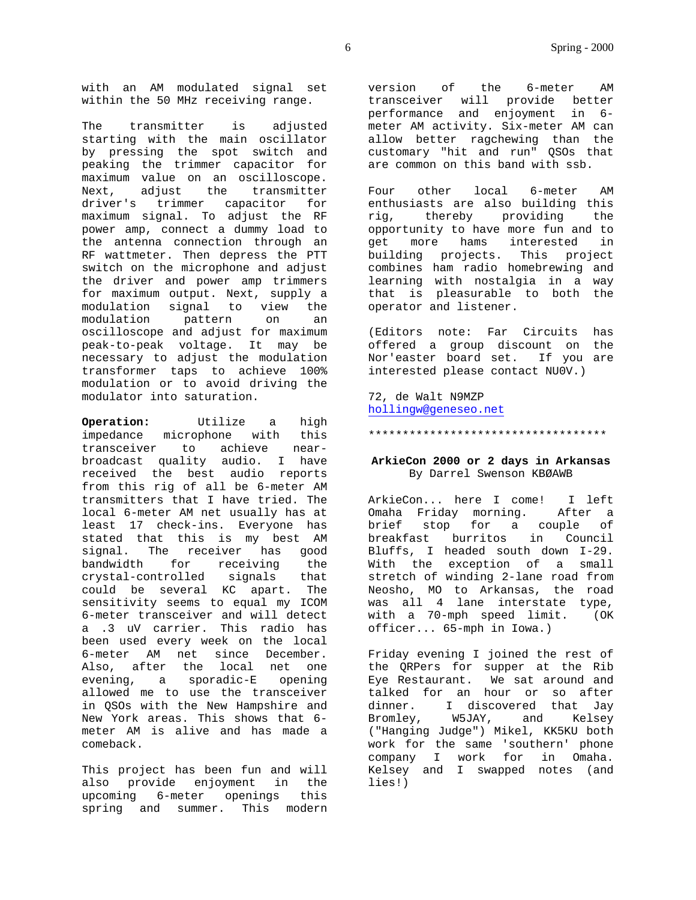with an AM modulated signal set within the 50 MHz receiving range.

The transmitter is adjusted starting with the main oscillator by pressing the spot switch and peaking the trimmer capacitor for maximum value on an oscilloscope. Next, adjust the transmitter driver's trimmer capacitor for maximum signal. To adjust the RF power amp, connect a dummy load to the antenna connection through an RF wattmeter. Then depress the PTT switch on the microphone and adjust the driver and power amp trimmers for maximum output. Next, supply a modulation signal to view the modulation pattern on an oscilloscope and adjust for maximum peak-to-peak voltage. It may be necessary to adjust the modulation transformer taps to achieve 100% modulation or to avoid driving the modulator into saturation.

**Operation:** Utilize a high impedance microphone with this transceiver to achieve near-broadcast quality audio. I have received the best audio reports from this rig of all be 6-meter AM transmitters that I have tried. The local 6-meter AM net usually has at least 17 check-ins. Everyone has stated that this is my best AM signal. The receiver has good bandwidth for receiving the crystal-controlled signals that could be several KC apart. The sensitivity seems to equal my ICOM 6-meter transceiver and will detect a .3 uV carrier. This radio has been used every week on the local 6-meter AM net since December. Also, after the local net one evening, a sporadic-E opening allowed me to use the transceiver in QSOs with the New Hampshire and New York areas. This shows that 6-meter AM is alive and has made a comeback.

This project has been fun and will also provide enjoyment in the upcoming 6-meter openings this spring and summer. This modern version of the 6-meter AM transceiver will provide better performance and enjoyment in 6-meter AM activity. Six-meter AM can allow better ragchewing than the customary "hit and run" QSOs that are common on this band with ssb.

Four other local 6-meter AM enthusiasts are also building this rig, thereby providing the opportunity to have more fun and to get more hams interested in building projects. This project combines ham radio homebrewing and learning with nostalgia in a way that is pleasurable to both the operator and listener.

(Editors note: Far Circuits has offered a group discount on the Nor'easter board set. If you are interested please contact NU0V.)

72, de Walt N9MZP
hollingw@geneseo.net

************************************

## ArkieCon 2000 or 2 days in Arkansas

By Darrel Swenson KBØAWB

ArkieCon... here I come! I left Omaha Friday morning. After a brief stop for a couple of breakfast burritos in Council Bluffs, I headed south down I-29. With the exception of a small stretch of winding 2-lane road from Neosho, MO to Arkansas, the road was all 4 lane interstate type, with a 70-mph speed limit. (OK officer... 65-mph in Iowa.)

Friday evening I joined the rest of the QRPers for supper at the Rib Eye Restaurant. We sat around and talked for an hour or so after dinner. I discovered that Jay Bromley, W5JAY, and Kelsey ("Hanging Judge") Mikel, KK5KU both work for the same 'southern' phone company I work for in Omaha. Kelsey and I swapped notes (and lies!)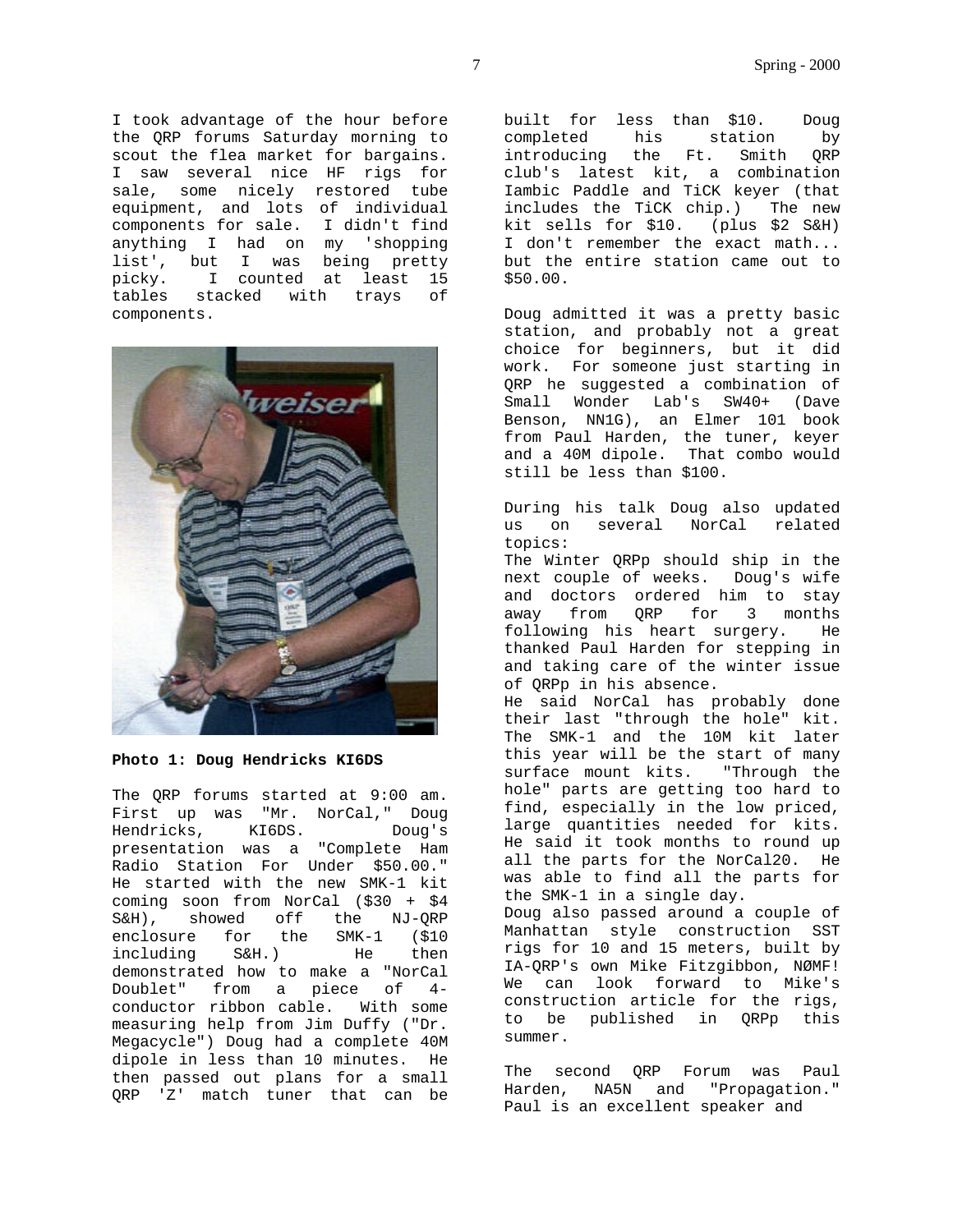I took advantage of the hour before the QRP forums Saturday morning to scout the flea market for bargains. I saw several nice HF rigs for sale, some nicely restored tube equipment, and lots of individual components for sale. I didn't find anything I had on my 'shopping list', but I was being pretty picky. I counted at least 15 tables stacked with trays of components.

**Photo 1: Doug Hendricks KI6DS**

The QRP forums started at 9:00 am. First up was "Mr. NorCal," Doug Hendricks, KI6DS. Doug's presentation was a "Complete Ham Radio Station For Under $50.00." He started with the new SMK-1 kit coming soon from NorCal ($30 + $4 S&H), showed off the NJ-QRP enclosure for the SMK-1 ($10 including S&H.) He then demonstrated how to make a "NorCal Doublet" from a piece of 4-conductor ribbon cable. With some measuring help from Jim Duffy ("Dr. Megacycle") Doug had a complete 40M dipole in less than 10 minutes. He then passed out plans for a small QRP 'Z' match tuner that can be built for less than $10. Doug completed his station by introducing the Ft. Smith QRP club's latest kit, a combination Iambic Paddle and TiCK keyer (that includes the TiCK chip.) The new kit sells for $10. (plus $2 S&H) I don't remember the exact math... but the entire station came out to $50.00.

Doug admitted it was a pretty basic station, and probably not a great choice for beginners, but it did work. For someone just starting in QRP he suggested a combination of Small Wonder Lab's SW40+ (Dave Benson, NN1G), an Elmer 101 book from Paul Harden, the tuner, keyer and a 40M dipole. That combo would still be less than $100.

During his talk Doug also updated us on several NorCal related topics:

The Winter QRPp should ship in the next couple of weeks. Doug's wife and doctors ordered him to stay away from QRP for 3 months following his heart surgery. He thanked Paul Harden for stepping in and taking care of the winter issue of QRPp in his absence.

He said NorCal has probably done their last "through the hole" kit. The SMK-1 and the 10M kit later this year will be the start of many surface mount kits. "Through the hole" parts are getting too hard to find, especially in the low priced, large quantities needed for kits. He said it took months to round up all the parts for the NorCal20. He was able to find all the parts for the SMK-1 in a single day.

Doug also passed around a couple of Manhattan style construction SST rigs for 10 and 15 meters, built by IA-QRP's own Mike Fitzgibbon, NØMF! We can look forward to Mike's construction article for the rigs, to be published in QRPp this summer.

The second QRP Forum was Paul Harden, NA5N and "Propagation." Paul is an excellent speaker and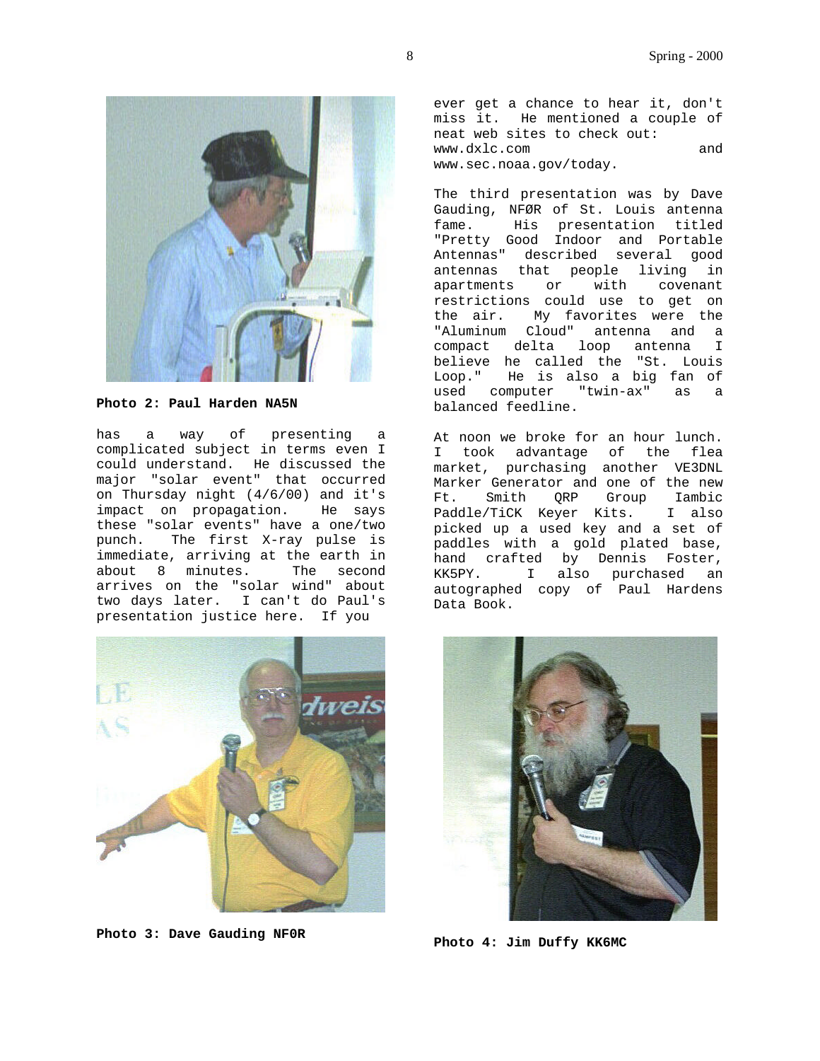**Photo 2: Paul Harden NA5N**

has a way of presenting a complicated subject in terms even I could understand. He discussed the major "solar event" that occurred on Thursday night (4/6/00) and it's impact on propagation. He says these "solar events" have a one/two punch. The first X-ray pulse is immediate, arriving at the earth in about 8 minutes. The second arrives on the "solar wind" about two days later. I can't do Paul's presentation justice here. If you ever get a chance to hear it, don't miss it. He mentioned a couple of neat web sites to check out: www.dxlc.com and www.sec.noaa.gov/today.

The third presentation was by Dave Gauding, NFØR of St. Louis antenna fame. His presentation titled "Pretty Good Indoor and Portable Antennas" described several good antennas that people living in apartments or with covenant restrictions could use to get on the air. My favorites were the "Aluminum Cloud" antenna and a compact delta loop antenna I believe he called the "St. Louis Loop." He is also a big fan of used computer "twin-ax" as a balanced feedline.

At noon we broke for an hour lunch. I took advantage of the flea market, purchasing another VE3DNL Marker Generator and one of the new Ft. Smith QRP Group Iambic Paddle/TiCK Keyer Kits. I also picked up a used key and a set of paddles with a gold plated base, hand crafted by Dennis Foster, KK5PY. I also purchased an autographed copy of Paul Hardens Data Book.

**Photo 3: Dave Gauding NF0R**

**Photo 4: Jim Duffy KK6MC**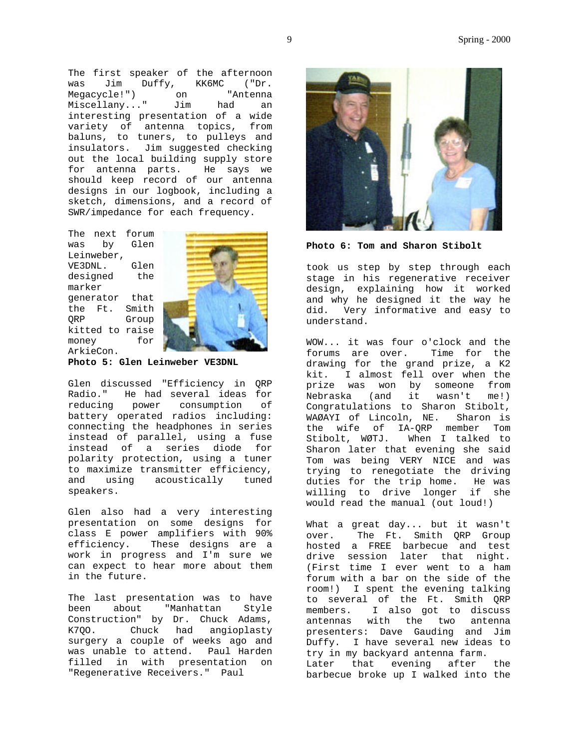The first speaker of the afternoon was Jim Duffy, KK6MC ("Dr. Megacycle!") on "Antenna Miscellany..." Jim had an interesting presentation of a wide variety of antenna topics, from baluns, to tuners, to pulleys and insulators. Jim suggested checking out the local building supply store for antenna parts. He says we should keep record of our antenna designs in our logbook, including a sketch, dimensions, and a record of SWR/impedance for each frequency.

The next forum was by Glen Leinweber, VE3DNL. Glen designed the marker generator that the Ft. Smith QRP Group kitted to raise money for ArkieCon.

**Photo 5: Glen Leinweber VE3DNL**

Glen discussed "Efficiency in QRP Radio." He had several ideas for reducing power consumption of battery operated radios including: connecting the headphones in series instead of parallel, using a fuse instead of a series diode for polarity protection, using a tuner to maximize transmitter efficiency, and using acoustically tuned speakers.

Glen also had a very interesting presentation on some designs for class E power amplifiers with 90% efficiency. These designs are a work in progress and I'm sure we can expect to hear more about them in the future.

The last presentation was to have been about "Manhattan Style Construction" by Dr. Chuck Adams, K7QO. Chuck had angioplasty surgery a couple of weeks ago and was unable to attend. Paul Harden filled in with presentation on "Regenerative Receivers." Paul took us step by step through each stage in his regenerative receiver design, explaining how it worked and why he designed it the way he did. Very informative and easy to understand.

**Photo 6: Tom and Sharon Stibolt**

WOW... it was four o'clock and the forums are over. Time for the drawing for the grand prize, a K2 kit. I almost fell over when the prize was won by someone from Nebraska (and it wasn't me!) Congratulations to Sharon Stibolt, WAØAYI of Lincoln, NE. Sharon is the wife of IA-QRP member Tom Stibolt, WØTJ. When I talked to Sharon later that evening she said Tom was being VERY NICE and was trying to renegotiate the driving duties for the trip home. He was willing to drive longer if she would read the manual (out loud!)

What a great day... but it wasn't over. The Ft. Smith QRP Group hosted a FREE barbecue and test drive session later that night. (First time I ever went to a ham forum with a bar on the side of the room!) I spent the evening talking to several of the Ft. Smith QRP members. I also got to discuss antennas with the two antenna presenters: Dave Gauding and Jim Duffy. I have several new ideas to try in my backyard antenna farm.
Later that evening after the barbecue broke up I walked into the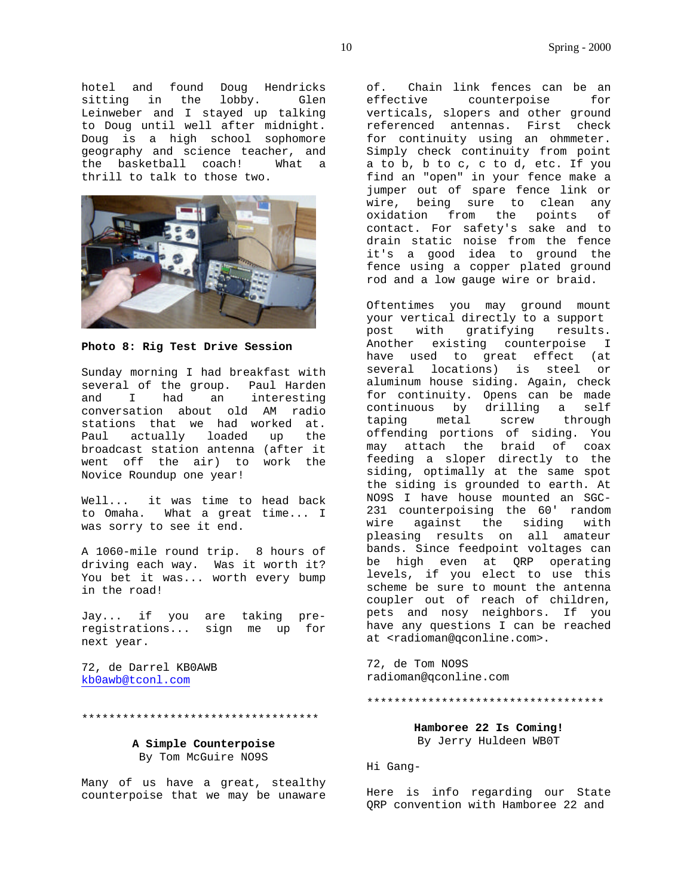hotel and found Doug Hendricks sitting in the lobby. Glen Leinweber and I stayed up talking to Doug until well after midnight. Doug is a high school sophomore geography and science teacher, and the basketball coach! What a thrill to talk to those two.

**Photo 8: Rig Test Drive Session**

Sunday morning I had breakfast with several of the group. Paul Harden and I had an interesting conversation about old AM radio stations that we had worked at. Paul actually loaded up the broadcast station antenna (after it went off the air) to work the Novice Roundup one year!

Well... it was time to head back to Omaha. What a great time... I was sorry to see it end.

A 1060-mile round trip. 8 hours of driving each way. Was it worth it? You bet it was... worth every bump in the road!

Jay... if you are taking pre-registrations... sign me up for next year.

72, de Darrel KB0AWB
kb0awb@tconl.com

************************************

**A Simple Counterpoise**
By Tom McGuire NO9S

Many of us have a great, stealthy counterpoise that we may be unaware of. Chain link fences can be an effective counterpoise for verticals, slopers and other ground referenced antennas. First check for continuity using an ohmmeter. Simply check continuity from point a to b, b to c, c to d, etc. If you find an "open" in your fence make a jumper out of spare fence link or wire, being sure to clean any oxidation from the points of contact. For safety's sake and to drain static noise from the fence it's a good idea to ground the fence using a copper plated ground rod and a low gauge wire or braid.

Oftentimes you may ground mount your vertical directly to a support post with gratifying results. Another existing counterpoise I have used to great effect (at several locations) is steel or aluminum house siding. Again, check for continuity. Opens can be made continuous by drilling a self taping metal screw through offending portions of siding. You may attach the braid of coax feeding a sloper directly to the siding, optimally at the same spot the siding is grounded to earth. At NO9S I have house mounted an SGC-231 counterpoising the 60' random wire against the siding with pleasing results on all amateur bands. Since feedpoint voltages can be high even at QRP operating levels, if you elect to use this scheme be sure to mount the antenna coupler out of reach of children, pets and nosy neighbors. If you have any questions I can be reached at <radioman@qconline.com>.

72, de Tom NO9S
radioman@qconline.com

************************************

**Hamboree 22 Is Coming!**
By Jerry Huldeen WB0T

Hi Gang-

Here is info regarding our State QRP convention with Hamboree 22 and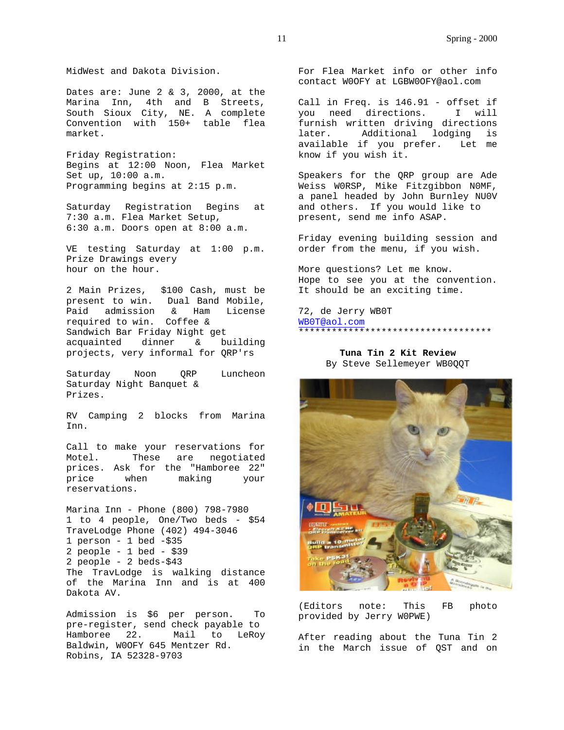MidWest and Dakota Division.

Dates are: June 2 & 3, 2000, at the Marina Inn, 4th and B Streets, South Sioux City, NE. A complete Convention with 150+ table flea market.

Friday Registration:
Begins at 12:00 Noon, Flea Market Set up, 10:00 a.m.
Programming begins at 2:15 p.m.

Saturday Registration Begins at 7:30 a.m. Flea Market Setup,
6:30 a.m. Doors open at 8:00 a.m.

VE testing Saturday at 1:00 p.m.
Prize Drawings every
hour on the hour.

2 Main Prizes, $100 Cash, must be present to win. Dual Band Mobile, Paid admission & Ham License required to win. Coffee &
Sandwich Bar Friday Night get acquainted dinner & building projects, very informal for QRP'rs

Saturday Noon QRP Luncheon
Saturday Night Banquet &
Prizes.

RV Camping 2 blocks from Marina Inn.

Call to make your reservations for Motel. These are negotiated prices. Ask for the "Hamboree 22" price when making your reservations.

Marina Inn - Phone (800) 798-7980
1 to 4 people, One/Two beds - $54
TraveLodge Phone (402) 494-3046
1 person - 1 bed -$35
2 people - 1 bed - $39
2 people - 2 beds-$43
The TravLodge is walking distance of the Marina Inn and is at 400 Dakota AV.

Admission is $6 per person. To pre-register, send check payable to Hamboree 22. Mail to LeRoy Baldwin, W0OFY 645 Mentzer Rd. Robins, IA 52328-9703

For Flea Market info or other info contact W0OFY at LGBW0OFY@aol.com

Call in Freq. is 146.91 - offset if you need directions. I will furnish written driving directions later. Additional lodging is available if you prefer. Let me know if you wish it.

Speakers for the QRP group are Ade Weiss W0RSP, Mike Fitzgibbon N0MF, a panel headed by John Burnley NU0V and others. If you would like to present, send me info ASAP.

Friday evening building session and order from the menu, if you wish.

More questions? Let me know.
Hope to see you at the convention.
It should be an exciting time.

72, de Jerry WB0T
WB0T@aol.com

************************************

**Tuna Tin 2 Kit Review**
By Steve Sellemeyer WB0QQT

(Editors note: This FB photo provided by Jerry W0PWE)

After reading about the Tuna Tin 2 in the March issue of QST and on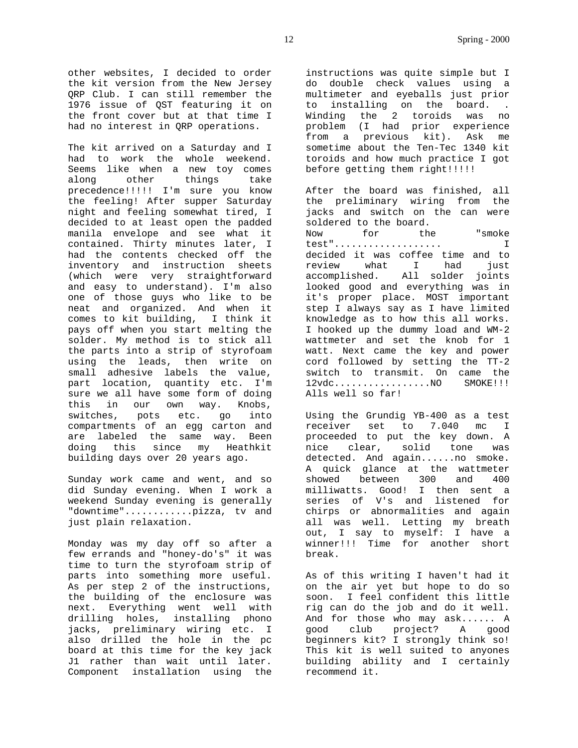other websites, I decided to order the kit version from the New Jersey QRP Club. I can still remember the 1976 issue of QST featuring it on the front cover but at that time I had no interest in QRP operations.

The kit arrived on a Saturday and I had to work the whole weekend. Seems like when a new toy comes along other things take precedence!!!!! I'm sure you know the feeling! After supper Saturday night and feeling somewhat tired, I decided to at least open the padded manila envelope and see what it contained. Thirty minutes later, I had the contents checked off the inventory and instruction sheets (which were very straightforward and easy to understand). I'm also one of those guys who like to be neat and organized. And when it comes to kit building, I think it pays off when you start melting the solder. My method is to stick all the parts into a strip of styrofoam using the leads, then write on small adhesive labels the value, part location, quantity etc. I'm sure we all have some form of doing this in our own way. Knobs, switches, pots etc. go into compartments of an egg carton and are labeled the same way. Been doing this since my Heathkit building days over 20 years ago.

Sunday work came and went, and so did Sunday evening. When I work a weekend Sunday evening is generally "downtime"............pizza, tv and just plain relaxation.

Monday was my day off so after a few errands and "honey-do's" it was time to turn the styrofoam strip of parts into something more useful. As per step 2 of the instructions, the building of the enclosure was next. Everything went well with drilling holes, installing phono jacks, preliminary wiring etc. I also drilled the hole in the pc board at this time for the key jack J1 rather than wait until later. Component installation using the instructions was quite simple but I do double check values using a multimeter and eyeballs just prior to installing on the board. . Winding the 2 toroids was no problem (I had prior experience from a previous kit). Ask me sometime about the Ten-Tec 1340 kit toroids and how much practice I got before getting them right!!!!!

After the board was finished, all the preliminary wiring from the jacks and switch on the can were soldered to the board.
Now for the "smoke test"................... I decided it was coffee time and to review what I had just accomplished. All solder joints looked good and everything was in it's proper place. MOST important step I always say as I have limited knowledge as to how this all works. I hooked up the dummy load and WM-2 wattmeter and set the knob for 1 watt. Next came the key and power cord followed by setting the TT-2 switch to transmit. On came the 12vdc.................NO SMOKE!!! Alls well so far!

Using the Grundig YB-400 as a test receiver set to 7.040 mc I proceeded to put the key down. A nice clear, solid tone was detected. And again......no smoke. A quick glance at the wattmeter showed between 300 and 400 milliwatts. Good! I then sent a series of V's and listened for chirps or abnormalities and again all was well. Letting my breath out, I say to myself: I have a winner!!! Time for another short break.

As of this writing I haven't had it on the air yet but hope to do so soon. I feel confident this little rig can do the job and do it well. And for those who may ask...... A good club project? A good beginners kit? I strongly think so! This kit is well suited to anyones building ability and I certainly recommend it.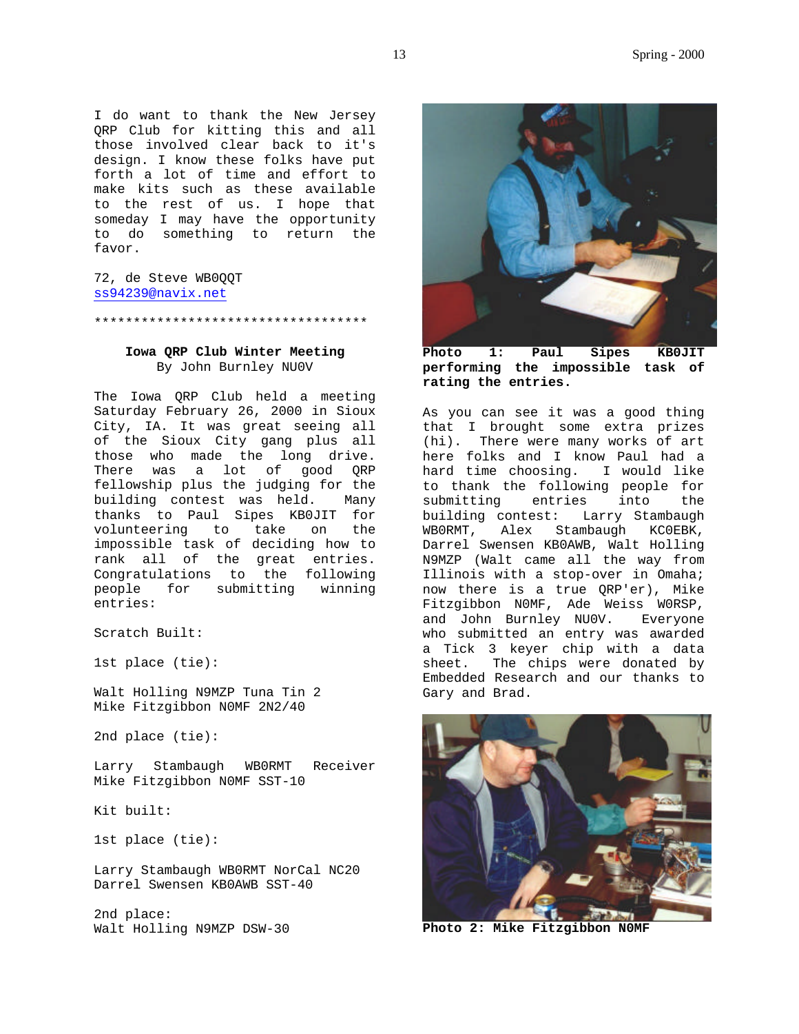I do want to thank the New Jersey QRP Club for kitting this and all those involved clear back to it's design. I know these folks have put forth a lot of time and effort to make kits such as these available to the rest of us. I hope that someday I may have the opportunity to do something to return the favor.

72, de Steve WB0QQT
ss94239@navix.net

************************************

### Iowa QRP Club Winter Meeting

By John Burnley NU0V

The Iowa QRP Club held a meeting Saturday February 26, 2000 in Sioux City, IA. It was great seeing all of the Sioux City gang plus all those who made the long drive. There was a lot of good QRP fellowship plus the judging for the building contest was held. Many thanks to Paul Sipes KB0JIT for volunteering to take on the impossible task of deciding how to rank all of the great entries. Congratulations to the following people for submitting winning entries:

Scratch Built:

1st place (tie):

Walt Holling N9MZP Tuna Tin 2
Mike Fitzgibbon N0MF 2N2/40

2nd place (tie):

Larry Stambaugh WB0RMT Receiver
Mike Fitzgibbon N0MF SST-10

Kit built:

1st place (tie):

Larry Stambaugh WB0RMT NorCal NC20
Darrel Swensen KB0AWB SST-40

2nd place:
Walt Holling N9MZP DSW-30

**Photo 1: Paul Sipes KB0JIT performing the impossible task of rating the entries.**

As you can see it was a good thing that I brought some extra prizes (hi). There were many works of art here folks and I know Paul had a hard time choosing. I would like to thank the following people for submitting entries into the building contest: Larry Stambaugh WB0RMT, Alex Stambaugh KC0EBK, Darrel Swensen KB0AWB, Walt Holling N9MZP (Walt came all the way from Illinois with a stop-over in Omaha; now there is a true QRP'er), Mike Fitzgibbon N0MF, Ade Weiss W0RSP, and John Burnley NU0V. Everyone who submitted an entry was awarded a Tick 3 keyer chip with a data sheet. The chips were donated by Embedded Research and our thanks to Gary and Brad.

**Photo 2: Mike Fitzgibbon N0MF**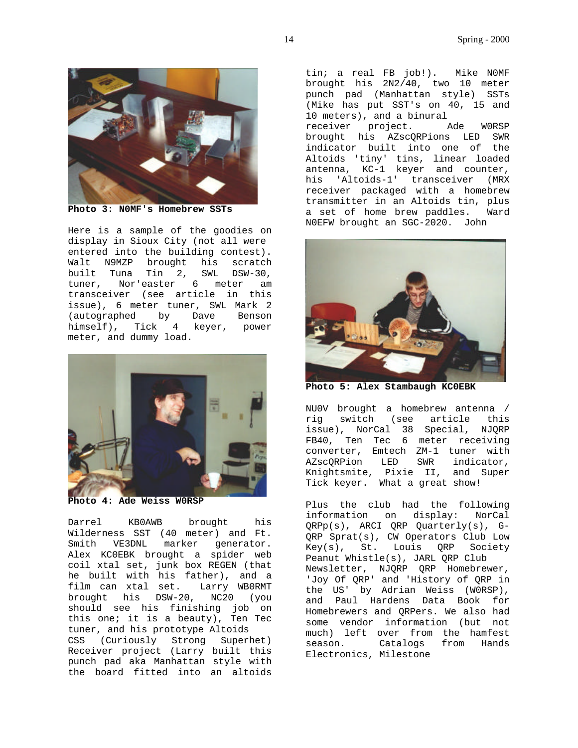**Photo 3: N0MF's Homebrew SSTs**

Here is a sample of the goodies on display in Sioux City (not all were entered into the building contest). Walt N9MZP brought his scratch built Tuna Tin 2, SWL DSW-30, tuner, Nor'easter 6 meter am transceiver (see article in this issue), 6 meter tuner, SWL Mark 2 (autographed by Dave Benson himself), Tick 4 keyer, power meter, and dummy load.

**Photo 4: Ade Weiss W0RSP**

Darrel KB0AWB brought his Wilderness SST (40 meter) and Ft. Smith VE3DNL marker generator. Alex KC0EBK brought a spider web coil xtal set, junk box REGEN (that he built with his father), and a film can xtal set. Larry WB0RMT brought his DSW-20, NC20 (you should see his finishing job on this one; it is a beauty), Ten Tec tuner, and his prototype Altoids CSS (Curiously Strong Superhet) Receiver project (Larry built this punch pad aka Manhattan style with the board fitted into an altoids tin; a real FB job!). Mike N0MF brought his 2N2/40, two 10 meter punch pad (Manhattan style) SSTs (Mike has put SST's on 40, 15 and 10 meters), and a binural receiver project. Ade W0RSP brought his AZscQRPions LED SWR indicator built into one of the Altoids 'tiny' tins, linear loaded antenna, KC-1 keyer and counter, his 'Altoids-1' transceiver (MRX receiver packaged with a homebrew transmitter in an Altoids tin, plus a set of home brew paddles. Ward N0EFW brought an SGC-2020. John

**Photo 5: Alex Stambaugh KC0EBK**

NU0V brought a homebrew antenna / rig switch (see article this issue), NorCal 38 Special, NJQRP FB40, Ten Tec 6 meter receiving converter, Emtech ZM-1 tuner with AZscQRPion LED SWR indicator, Knightsmite, Pixie II, and Super Tick keyer. What a great show!

Plus the club had the following information on display: NorCal QRPp(s), ARCI QRP Quarterly(s), G-QRP Sprat(s), CW Operators Club Low Key(s), St. Louis QRP Society Peanut Whistle(s), JARL QRP Club Newsletter, NJQRP QRP Homebrewer, 'Joy Of QRP' and 'History of QRP in the US' by Adrian Weiss (W0RSP), and Paul Hardens Data Book for Homebrewers and QRPers. We also had some vendor information (but not much) left over from the hamfest season. Catalogs from Hands Electronics, Milestone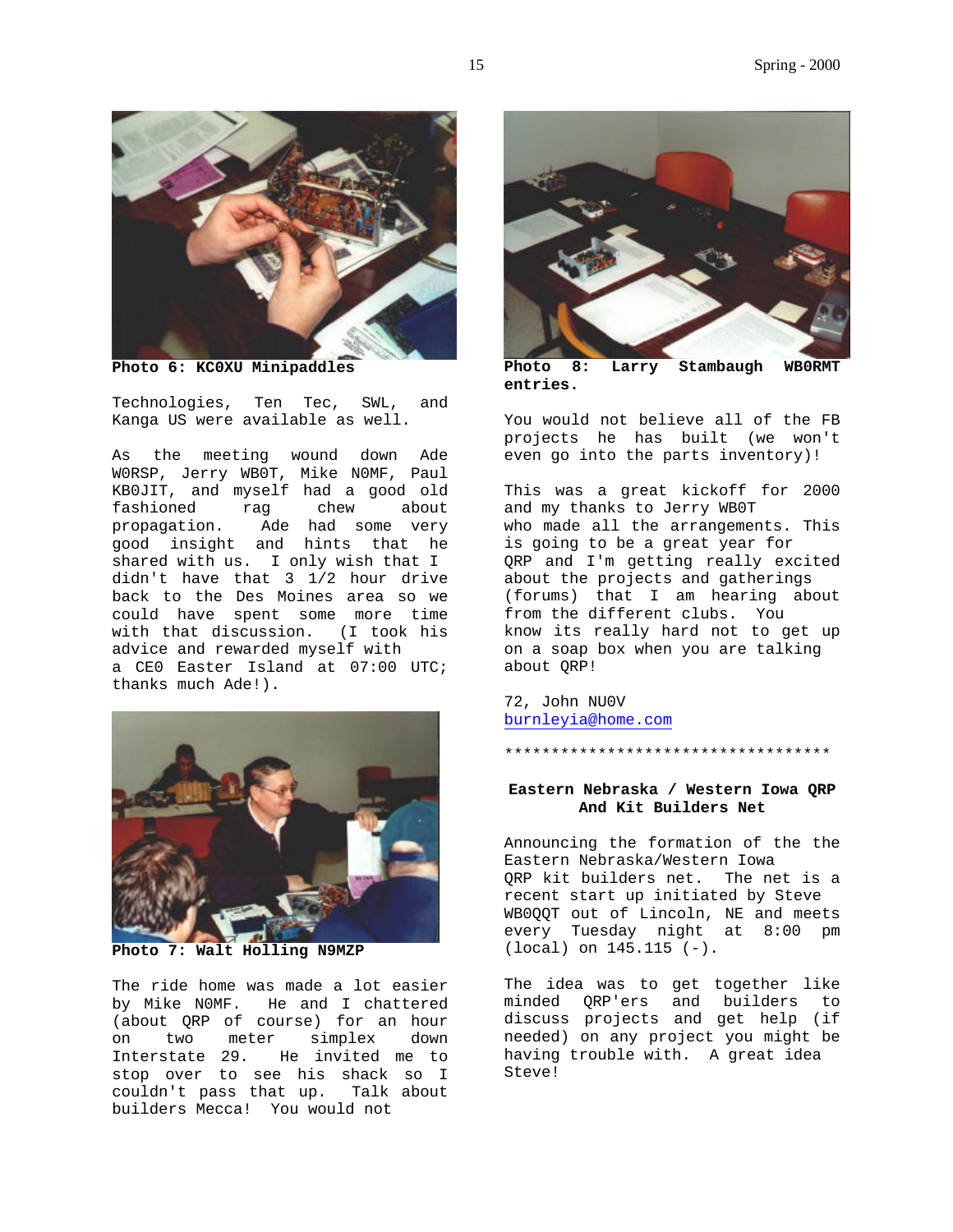**Photo 6: KC0XU Minipaddles**

Technologies, Ten Tec, SWL, and Kanga US were available as well.

As the meeting wound down Ade W0RSP, Jerry WB0T, Mike N0MF, Paul KB0JIT, and myself had a good old fashioned rag chew about propagation. Ade had some very good insight and hints that he shared with us. I only wish that I didn't have that 3 1/2 hour drive back to the Des Moines area so we could have spent some more time with that discussion. (I took his advice and rewarded myself with a CE0 Easter Island at 07:00 UTC; thanks much Ade!).

**Photo 7: Walt Holling N9MZP**

The ride home was made a lot easier by Mike N0MF. He and I chattered (about QRP of course) for an hour on two meter simplex down Interstate 29. He invited me to stop over to see his shack so I couldn't pass that up. Talk about builders Mecca! You would not

**Photo 8: Larry Stambaugh WB0RMT entries.**

You would not believe all of the FB projects he has built (we won't even go into the parts inventory)!

This was a great kickoff for 2000 and my thanks to Jerry WB0T who made all the arrangements. This is going to be a great year for QRP and I'm getting really excited about the projects and gatherings (forums) that I am hearing about from the different clubs. You know its really hard not to get up on a soap box when you are talking about QRP!

72, John NU0V
burnleyia@home.com

************************************

**Eastern Nebraska / Western Iowa QRP And Kit Builders Net**

Announcing the formation of the the Eastern Nebraska/Western Iowa QRP kit builders net. The net is a recent start up initiated by Steve WB0QQT out of Lincoln, NE and meets every Tuesday night at 8:00 pm (local) on 145.115 (-).

The idea was to get together like minded QRP'ers and builders to discuss projects and get help (if needed) on any project you might be having trouble with. A great idea Steve!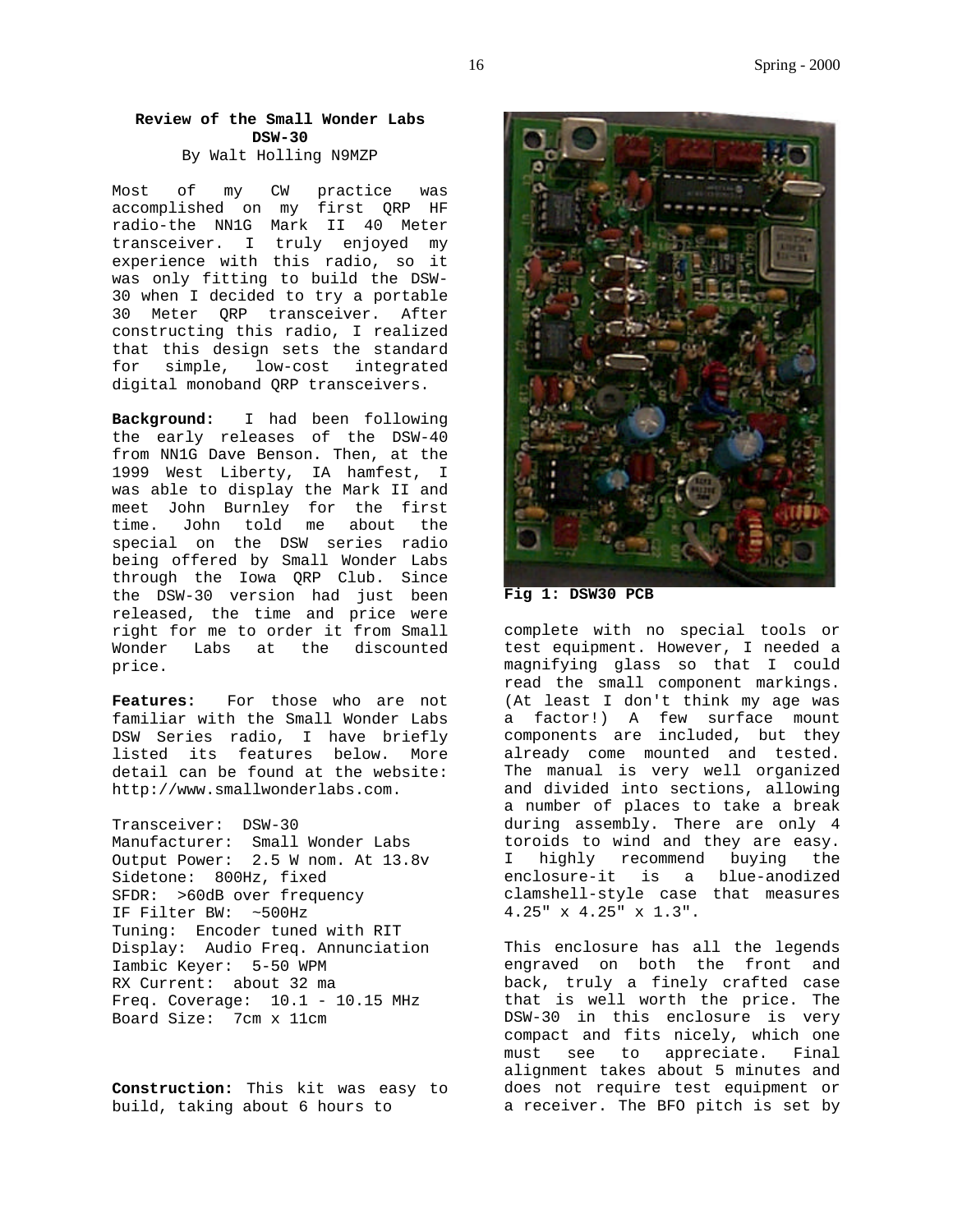## Review of the Small Wonder Labs DSW-30

By Walt Holling N9MZP

Most of my CW practice was accomplished on my first QRP HF radio-the NN1G Mark II 40 Meter transceiver. I truly enjoyed my experience with this radio, so it was only fitting to build the DSW-30 when I decided to try a portable 30 Meter QRP transceiver. After constructing this radio, I realized that this design sets the standard for simple, low-cost integrated digital monoband QRP transceivers.

**Background:** I had been following the early releases of the DSW-40 from NN1G Dave Benson. Then, at the 1999 West Liberty, IA hamfest, I was able to display the Mark II and meet John Burnley for the first time. John told me about the special on the DSW series radio being offered by Small Wonder Labs through the Iowa QRP Club. Since the DSW-30 version had just been released, the time and price were right for me to order it from Small Wonder Labs at the discounted price.

**Features:** For those who are not familiar with the Small Wonder Labs DSW Series radio, I have briefly listed its features below. More detail can be found at the website: http://www.smallwonderlabs.com.

Transceiver: DSW-30
Manufacturer: Small Wonder Labs
Output Power: 2.5 W nom. At 13.8v
Sidetone: 800Hz, fixed
SFDR: >60dB over frequency
IF Filter BW: ~500Hz
Tuning: Encoder tuned with RIT
Display: Audio Freq. Annunciation
Iambic Keyer: 5-50 WPM
RX Current: about 32 ma
Freq. Coverage: 10.1 - 10.15 MHz
Board Size: 7cm x 11cm

**Construction:** This kit was easy to build, taking about 6 hours to complete with no special tools or test equipment. However, I needed a magnifying glass so that I could read the small component markings. (At least I don't think my age was a factor!) A few surface mount components are included, but they already come mounted and tested. The manual is very well organized and divided into sections, allowing a number of places to take a break during assembly. There are only 4 toroids to wind and they are easy. I highly recommend buying the enclosure-it is a blue-anodized clamshell-style case that measures 4.25" x 4.25" x 1.3".

**Fig 1: DSW30 PCB**

This enclosure has all the legends engraved on both the front and back, truly a finely crafted case that is well worth the price. The DSW-30 in this enclosure is very compact and fits nicely, which one must see to appreciate. Final alignment takes about 5 minutes and does not require test equipment or a receiver. The BFO pitch is set by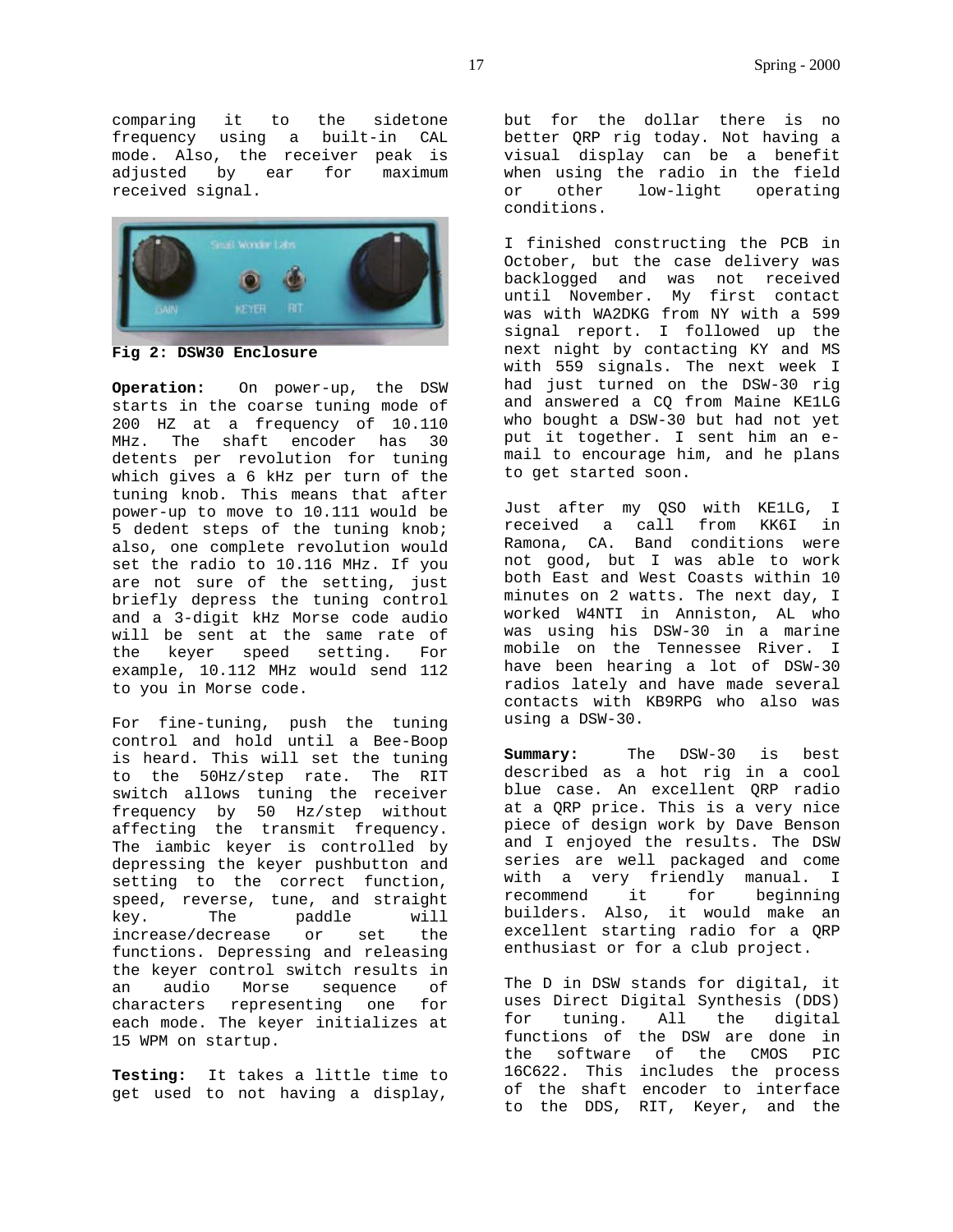comparing it to the sidetone frequency using a built-in CAL mode. Also, the receiver peak is adjusted by ear for maximum received signal.

**Fig 2: DSW30 Enclosure**

**Operation:** On power-up, the DSW starts in the coarse tuning mode of 200 HZ at a frequency of 10.110 MHz. The shaft encoder has 30 detents per revolution for tuning which gives a 6 kHz per turn of the tuning knob. This means that after power-up to move to 10.111 would be 5 dedent steps of the tuning knob; also, one complete revolution would set the radio to 10.116 MHz. If you are not sure of the setting, just briefly depress the tuning control and a 3-digit kHz Morse code audio will be sent at the same rate of the keyer speed setting. For example, 10.112 MHz would send 112 to you in Morse code.

For fine-tuning, push the tuning control and hold until a Bee-Boop is heard. This will set the tuning to the 50Hz/step rate. The RIT switch allows tuning the receiver frequency by 50 Hz/step without affecting the transmit frequency. The iambic keyer is controlled by depressing the keyer pushbutton and setting to the correct function, speed, reverse, tune, and straight key. The paddle will increase/decrease or set the functions. Depressing and releasing the keyer control switch results in an audio Morse sequence of characters representing one for each mode. The keyer initializes at 15 WPM on startup.

**Testing:** It takes a little time to get used to not having a display, but for the dollar there is no better QRP rig today. Not having a visual display can be a benefit when using the radio in the field or other low-light operating conditions.

I finished constructing the PCB in October, but the case delivery was backlogged and was not received until November. My first contact was with WA2DKG from NY with a 599 signal report. I followed up the next night by contacting KY and MS with 559 signals. The next week I had just turned on the DSW-30 rig and answered a CQ from Maine KE1LG who bought a DSW-30 but had not yet put it together. I sent him an e-mail to encourage him, and he plans to get started soon.

Just after my QSO with KE1LG, I received a call from KK6I in Ramona, CA. Band conditions were not good, but I was able to work both East and West Coasts within 10 minutes on 2 watts. The next day, I worked W4NTI in Anniston, AL who was using his DSW-30 in a marine mobile on the Tennessee River. I have been hearing a lot of DSW-30 radios lately and have made several contacts with KB9RPG who also was using a DSW-30.

**Summary:** The DSW-30 is best described as a hot rig in a cool blue case. An excellent QRP radio at a QRP price. This is a very nice piece of design work by Dave Benson and I enjoyed the results. The DSW series are well packaged and come with a very friendly manual. I recommend it for beginning builders. Also, it would make an excellent starting radio for a QRP enthusiast or for a club project.

The D in DSW stands for digital, it uses Direct Digital Synthesis (DDS) for tuning. All the digital functions of the DSW are done in the software of the CMOS PIC 16C622. This includes the process of the shaft encoder to interface to the DDS, RIT, Keyer, and the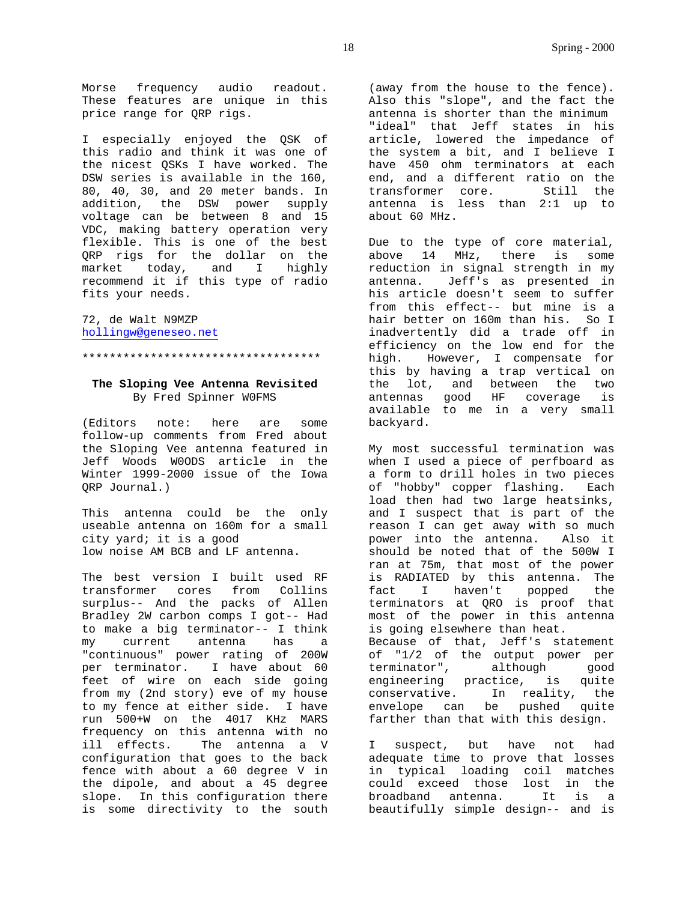Morse frequency audio readout. These features are unique in this price range for QRP rigs.

I especially enjoyed the QSK of this radio and think it was one of the nicest QSKs I have worked. The DSW series is available in the 160, 80, 40, 30, and 20 meter bands. In addition, the DSW power supply voltage can be between 8 and 15 VDC, making battery operation very flexible. This is one of the best QRP rigs for the dollar on the market today, and I highly recommend it if this type of radio fits your needs.

72, de Walt N9MZP
hollingw@geneseo.net

************************************

**The Sloping Vee Antenna Revisited**
By Fred Spinner W0FMS

(Editors note: here are some follow-up comments from Fred about the Sloping Vee antenna featured in Jeff Woods W0ODS article in the Winter 1999-2000 issue of the Iowa QRP Journal.)

This antenna could be the only useable antenna on 160m for a small city yard; it is a good low noise AM BCB and LF antenna.

The best version I built used RF transformer cores from Collins surplus-- And the packs of Allen Bradley 2W carbon comps I got-- Had to make a big terminator-- I think my current antenna has a "continuous" power rating of 200W per terminator. I have about 60 feet of wire on each side going from my (2nd story) eve of my house to my fence at either side. I have run 500+W on the 4017 KHz MARS frequency on this antenna with no ill effects. The antenna a V configuration that goes to the back fence with about a 60 degree V in the dipole, and about a 45 degree slope. In this configuration there is some directivity to the south (away from the house to the fence). Also this "slope", and the fact the antenna is shorter than the minimum "ideal" that Jeff states in his article, lowered the impedance of the system a bit, and I believe I have 450 ohm terminators at each end, and a different ratio on the transformer core. Still the antenna is less than 2:1 up to about 60 MHz.

Due to the type of core material, above 14 MHz, there is some reduction in signal strength in my antenna. Jeff's as presented in his article doesn't seem to suffer from this effect-- but mine is a hair better on 160m than his. So I inadvertently did a trade off in efficiency on the low end for the high. However, I compensate for this by having a trap vertical on the lot, and between the two antennas good HF coverage is available to me in a very small backyard.

My most successful termination was when I used a piece of perfboard as a form to drill holes in two pieces of "hobby" copper flashing. Each load then had two large heatsinks, and I suspect that is part of the reason I can get away with so much power into the antenna. Also it should be noted that of the 500W I ran at 75m, that most of the power is RADIATED by this antenna. The fact I haven't popped the terminators at QRO is proof that most of the power in this antenna is going elsewhere than heat.
Because of that, Jeff's statement of "1/2 of the output power per terminator", although good engineering practice, is quite conservative. In reality, the envelope can be pushed quite farther than that with this design.

I suspect, but have not had adequate time to prove that losses in typical loading coil matches could exceed those lost in the broadband antenna. It is a beautifully simple design-- and is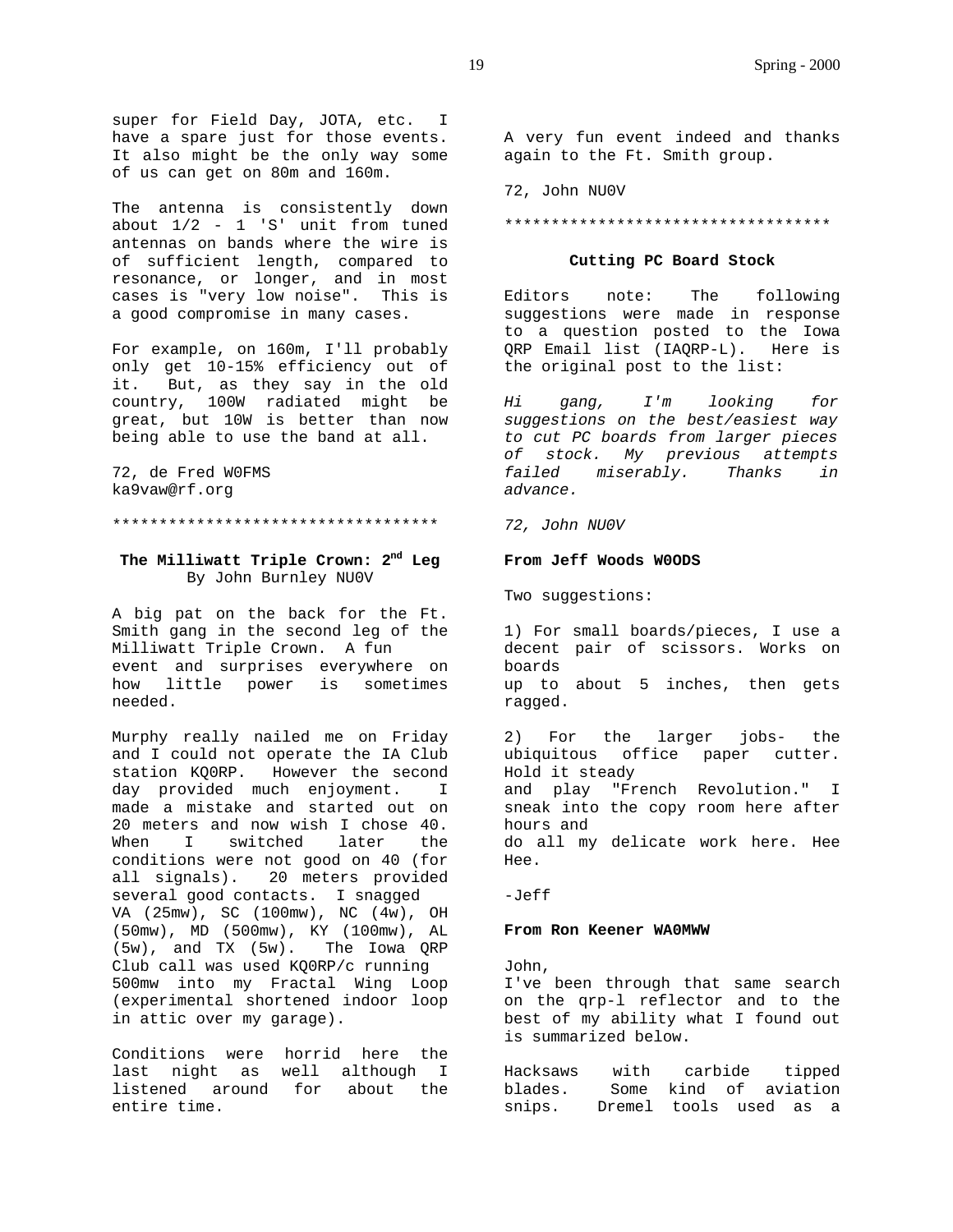super for Field Day, JOTA, etc. I have a spare just for those events. It also might be the only way some of us can get on 80m and 160m.

The antenna is consistently down about 1/2 - 1 'S' unit from tuned antennas on bands where the wire is of sufficient length, compared to resonance, or longer, and in most cases is "very low noise". This is a good compromise in many cases.

For example, on 160m, I'll probably only get 10-15% efficiency out of it. But, as they say in the old country, 100W radiated might be great, but 10W is better than now being able to use the band at all.

72, de Fred W0FMS
ka9vaw@rf.org

************************************

### The Milliwatt Triple Crown: 2nd Leg

By John Burnley NU0V

A big pat on the back for the Ft. Smith gang in the second leg of the Milliwatt Triple Crown. A fun event and surprises everywhere on how little power is sometimes needed.

Murphy really nailed me on Friday and I could not operate the IA Club station KQ0RP. However the second day provided much enjoyment. I made a mistake and started out on 20 meters and now wish I chose 40. When I switched later the conditions were not good on 40 (for all signals). 20 meters provided several good contacts. I snagged VA (25mw), SC (100mw), NC (4w), OH (50mw), MD (500mw), KY (100mw), AL (5w), and TX (5w). The Iowa QRP Club call was used KQ0RP/c running 500mw into my Fractal Wing Loop (experimental shortened indoor loop in attic over my garage).

Conditions were horrid here the last night as well although I listened around for about the entire time.

A very fun event indeed and thanks again to the Ft. Smith group.

72, John NU0V

************************************

### Cutting PC Board Stock

Editors note: The following suggestions were made in response to a question posted to the Iowa QRP Email list (IAQRP-L). Here is the original post to the list:

*Hi gang, I'm looking for suggestions on the best/easiest way to cut PC boards from larger pieces of stock. My previous attempts failed miserably. Thanks in advance.*

*72, John NU0V*

**From Jeff Woods W0ODS**

Two suggestions:

1) For small boards/pieces, I use a decent pair of scissors. Works on boards
up to about 5 inches, then gets ragged.

2) For the larger jobs- the ubiquitous office paper cutter. Hold it steady
and play "French Revolution." I sneak into the copy room here after hours and
do all my delicate work here. Hee Hee.

-Jeff

**From Ron Keener WA0MWW**

John,
I've been through that same search on the qrp-l reflector and to the best of my ability what I found out is summarized below.

Hacksaws with carbide tipped blades. Some kind of aviation snips. Dremel tools used as a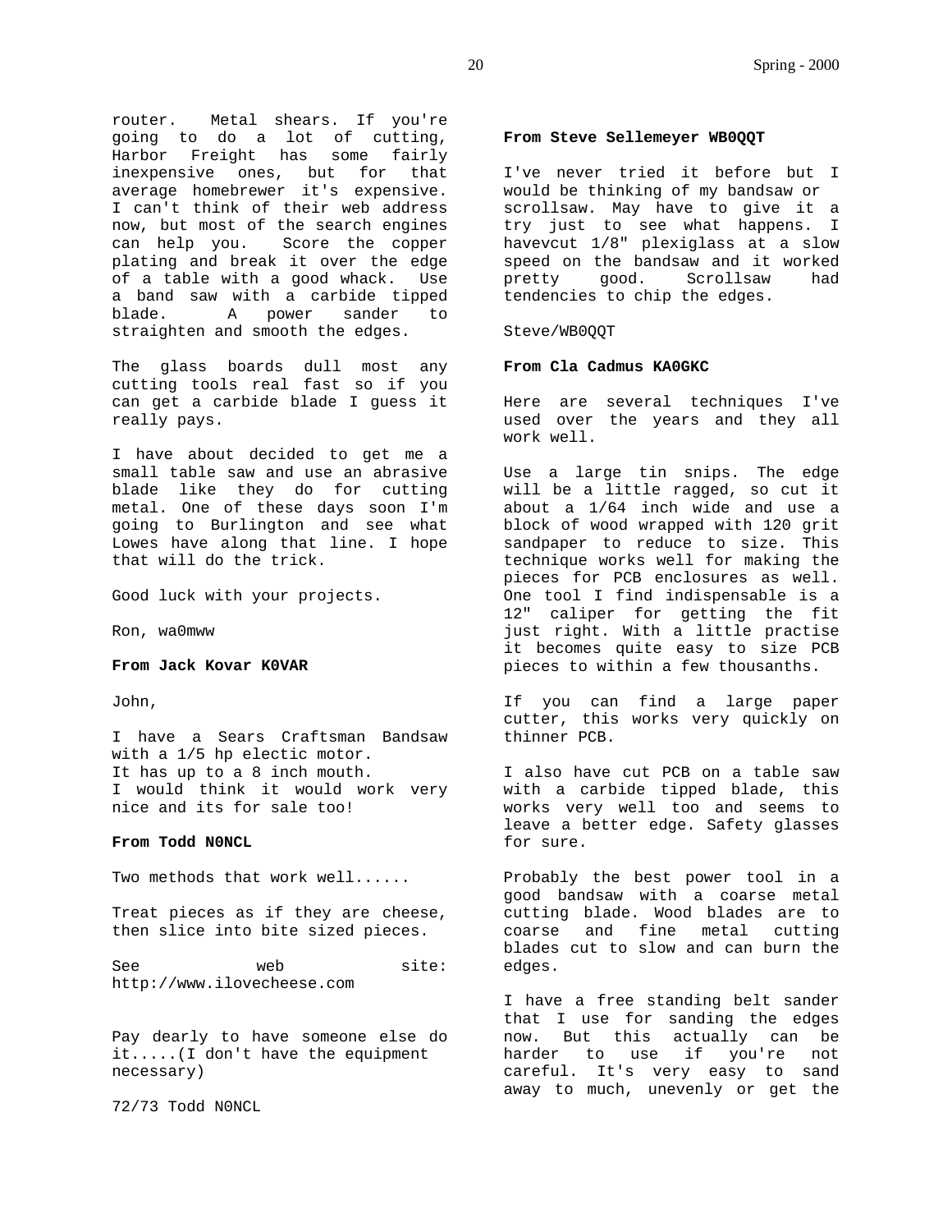router. Metal shears. If you're going to do a lot of cutting, Harbor Freight has some fairly inexpensive ones, but for that average homebrewer it's expensive. I can't think of their web address now, but most of the search engines can help you. Score the copper plating and break it over the edge of a table with a good whack. Use a band saw with a carbide tipped blade. A power sander to straighten and smooth the edges.

The glass boards dull most any cutting tools real fast so if you can get a carbide blade I guess it really pays.

I have about decided to get me a small table saw and use an abrasive blade like they do for cutting metal. One of these days soon I'm going to Burlington and see what Lowes have along that line. I hope that will do the trick.

Good luck with your projects.

Ron, wa0mww

**From Jack Kovar K0VAR**

John,

I have a Sears Craftsman Bandsaw with a 1/5 hp electic motor.
It has up to a 8 inch mouth.
I would think it would work very nice and its for sale too!

**From Todd N0NCL**

Two methods that work well......

Treat pieces as if they are cheese, then slice into bite sized pieces.

See web site: http://www.ilovecheese.com

Pay dearly to have someone else do it.....(I don't have the equipment necessary)

72/73 Todd N0NCL

**From Steve Sellemeyer WB0QQT**

I've never tried it before but I would be thinking of my bandsaw or scrollsaw. May have to give it a try just to see what happens. I havevcut 1/8" plexiglass at a slow speed on the bandsaw and it worked pretty good. Scrollsaw had tendencies to chip the edges.

Steve/WB0QQT

**From Cla Cadmus KA0GKC**

Here are several techniques I've used over the years and they all work well.

Use a large tin snips. The edge will be a little ragged, so cut it about a 1/64 inch wide and use a block of wood wrapped with 120 grit sandpaper to reduce to size. This technique works well for making the pieces for PCB enclosures as well. One tool I find indispensable is a 12" caliper for getting the fit just right. With a little practise it becomes quite easy to size PCB pieces to within a few thousanths.

If you can find a large paper cutter, this works very quickly on thinner PCB.

I also have cut PCB on a table saw with a carbide tipped blade, this works very well too and seems to leave a better edge. Safety glasses for sure.

Probably the best power tool in a good bandsaw with a coarse metal cutting blade. Wood blades are to coarse and fine metal cutting blades cut to slow and can burn the edges.

I have a free standing belt sander that I use for sanding the edges now. But this actually can be harder to use if you're not careful. It's very easy to sand away to much, unevenly or get the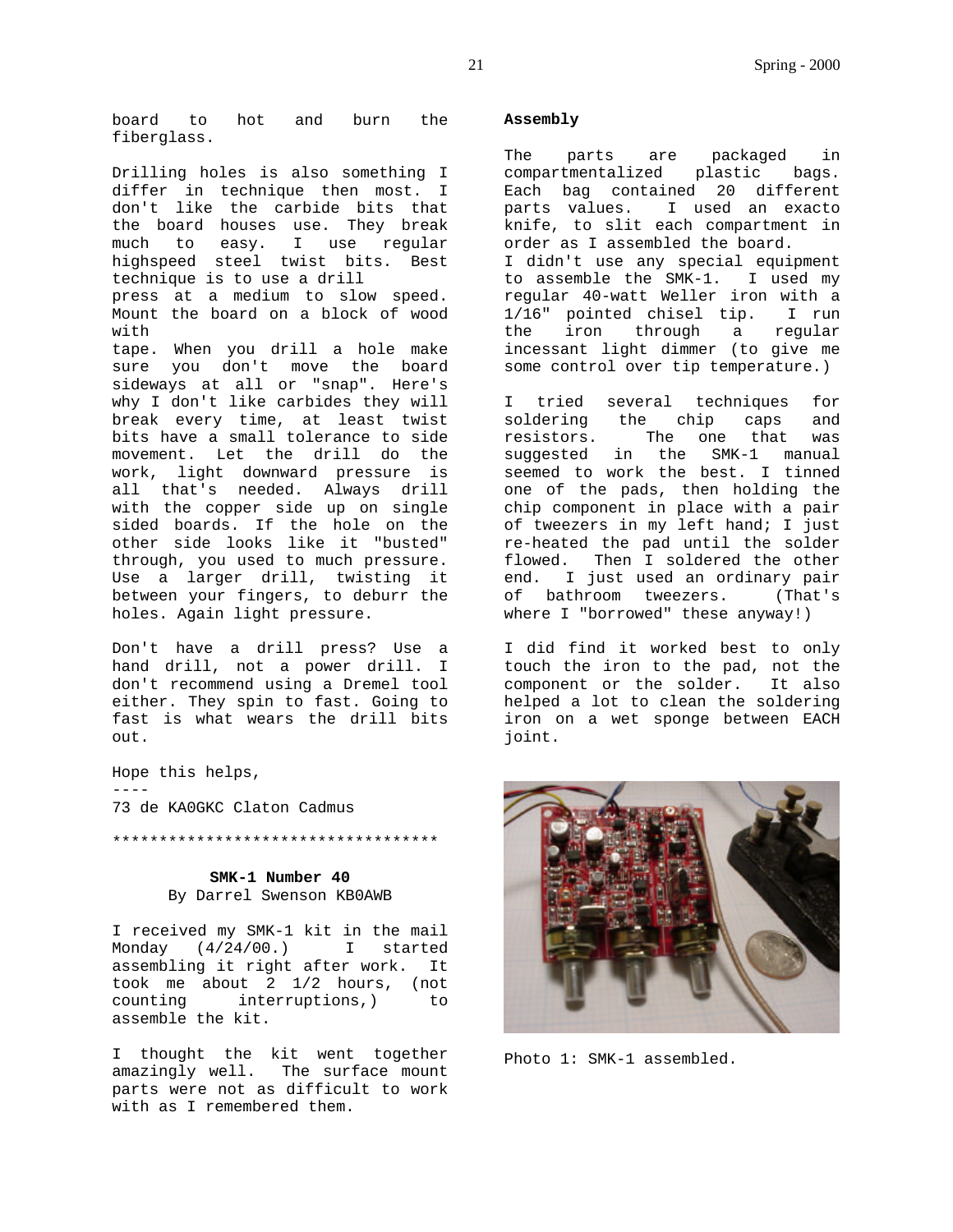board to hot and burn the fiberglass.

Drilling holes is also something I differ in technique then most. I don't like the carbide bits that the board houses use. They break much to easy. I use regular highspeed steel twist bits. Best technique is to use a drill press at a medium to slow speed. Mount the board on a block of wood with tape. When you drill a hole make sure you don't move the board sideways at all or "snap". Here's why I don't like carbides they will break every time, at least twist bits have a small tolerance to side movement. Let the drill do the work, light downward pressure is all that's needed. Always drill with the copper side up on single sided boards. If the hole on the other side looks like it "busted" through, you used to much pressure. Use a larger drill, twisting it between your fingers, to deburr the holes. Again light pressure.

Don't have a drill press? Use a hand drill, not a power drill. I don't recommend using a Dremel tool either. They spin to fast. Going to fast is what wears the drill bits out.

Hope this helps,
----
73 de KA0GKC Claton Cadmus

************************************

**SMK-1 Number 40**
By Darrel Swenson KB0AWB

I received my SMK-1 kit in the mail Monday (4/24/00.) I started assembling it right after work. It took me about 2 1/2 hours, (not counting interruptions,) to assemble the kit.

I thought the kit went together amazingly well. The surface mount parts were not as difficult to work with as I remembered them.

**Assembly**

The parts are packaged in compartmentalized plastic bags. Each bag contained 20 different parts values. I used an exacto knife, to slit each compartment in order as I assembled the board.
I didn't use any special equipment to assemble the SMK-1. I used my regular 40-watt Weller iron with a 1/16" pointed chisel tip. I run the iron through a regular incessant light dimmer (to give me some control over tip temperature.)

I tried several techniques for soldering the chip caps and resistors. The one that was suggested in the SMK-1 manual seemed to work the best. I tinned one of the pads, then holding the chip component in place with a pair of tweezers in my left hand; I just re-heated the pad until the solder flowed. Then I soldered the other end. I just used an ordinary pair of bathroom tweezers. (That's where I "borrowed" these anyway!)

I did find it worked best to only touch the iron to the pad, not the component or the solder. It also helped a lot to clean the soldering iron on a wet sponge between EACH joint.

Photo 1: SMK-1 assembled.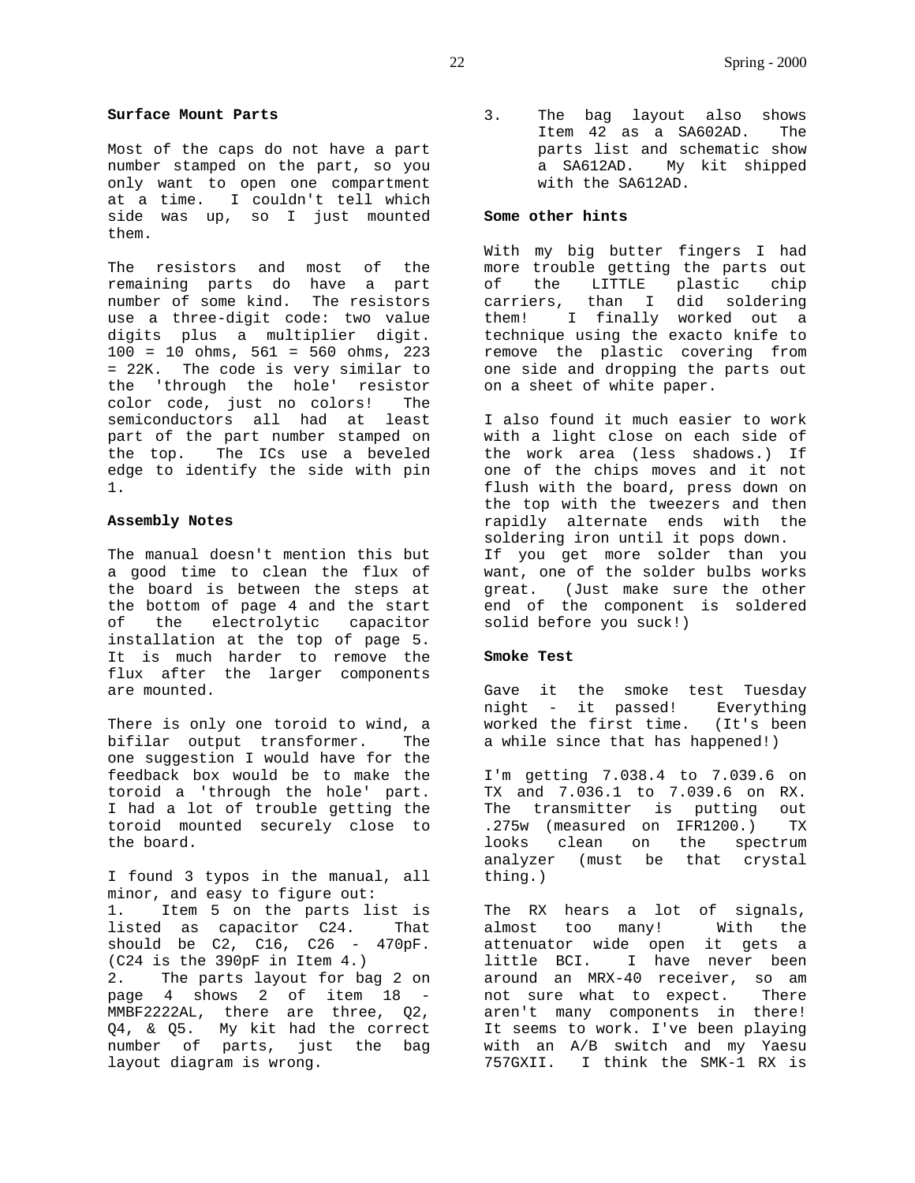**Surface Mount Parts**

Most of the caps do not have a part number stamped on the part, so you only want to open one compartment at a time. I couldn't tell which side was up, so I just mounted them.

The resistors and most of the remaining parts do have a part number of some kind. The resistors use a three-digit code: two value digits plus a multiplier digit. 100 = 10 ohms, 561 = 560 ohms, 223 = 22K. The code is very similar to the 'through the hole' resistor color code, just no colors! The semiconductors all had at least part of the part number stamped on the top. The ICs use a beveled edge to identify the side with pin 1.

**Assembly Notes**

The manual doesn't mention this but a good time to clean the flux of the board is between the steps at the bottom of page 4 and the start of the electrolytic capacitor installation at the top of page 5. It is much harder to remove the flux after the larger components are mounted.

There is only one toroid to wind, a bifilar output transformer. The one suggestion I would have for the feedback box would be to make the toroid a 'through the hole' part. I had a lot of trouble getting the toroid mounted securely close to the board.

I found 3 typos in the manual, all minor, and easy to figure out:

1. Item 5 on the parts list is listed as capacitor C24. That should be C2, C16, C26 - 470pF. (C24 is the 390pF in Item 4.)
2. The parts layout for bag 2 on page 4 shows 2 of item 18 - MMBF2222AL, there are three, Q2, Q4, & Q5. My kit had the correct number of parts, just the bag layout diagram is wrong.
3. The bag layout also shows Item 42 as a SA602AD. The parts list and schematic show a SA612AD. My kit shipped with the SA612AD.

**Some other hints**

With my big butter fingers I had more trouble getting the parts out of the LITTLE plastic chip carriers, than I did soldering them! I finally worked out a technique using the exacto knife to remove the plastic covering from one side and dropping the parts out on a sheet of white paper.

I also found it much easier to work with a light close on each side of the work area (less shadows.) If one of the chips moves and it not flush with the board, press down on the top with the tweezers and then rapidly alternate ends with the soldering iron until it pops down. If you get more solder than you want, one of the solder bulbs works great. (Just make sure the other end of the component is soldered solid before you suck!)

**Smoke Test**

Gave it the smoke test Tuesday night - it passed! Everything worked the first time. (It's been a while since that has happened!)

I'm getting 7.038.4 to 7.039.6 on TX and 7.036.1 to 7.039.6 on RX. The transmitter is putting out .275w (measured on IFR1200.) TX looks clean on the spectrum analyzer (must be that crystal thing.)

The RX hears a lot of signals, almost too many! With the attenuator wide open it gets a little BCI. I have never been around an MRX-40 receiver, so am not sure what to expect. There aren't many components in there! It seems to work. I've been playing with an A/B switch and my Yaesu 757GXII. I think the SMK-1 RX is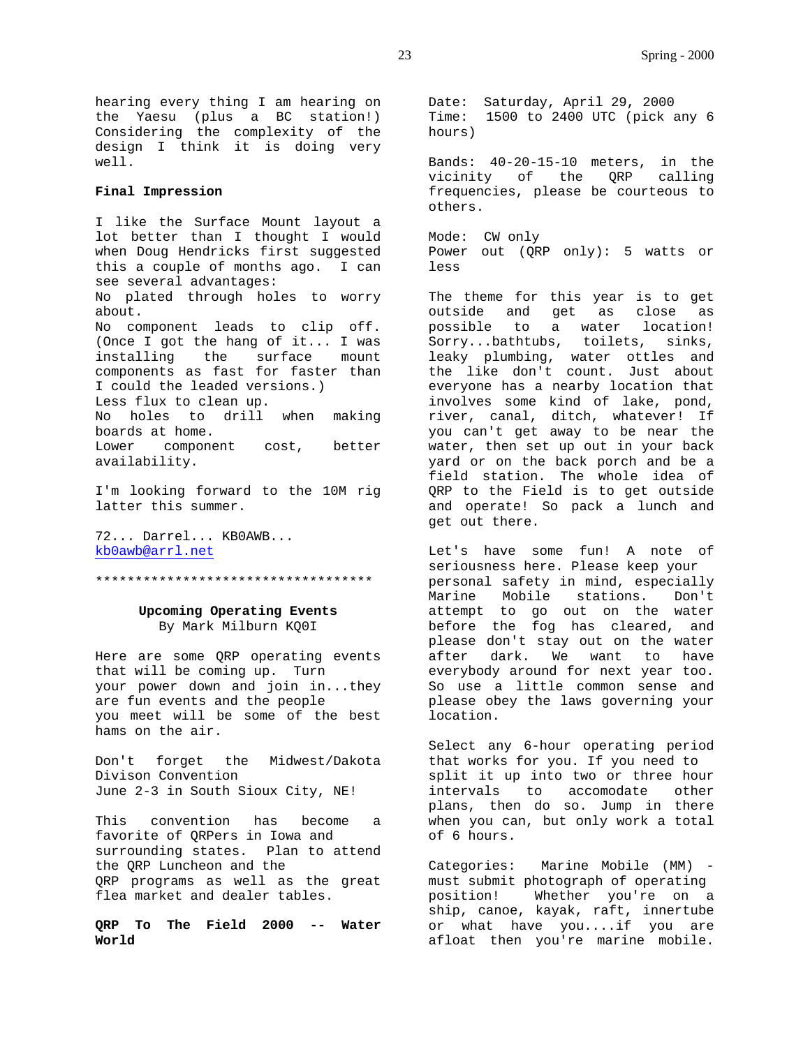hearing every thing I am hearing on the Yaesu (plus a BC station!) Considering the complexity of the design I think it is doing very well.

**Final Impression**

I like the Surface Mount layout a lot better than I thought I would when Doug Hendricks first suggested this a couple of months ago. I can see several advantages:
No plated through holes to worry about.
No component leads to clip off. (Once I got the hang of it... I was installing the surface mount components as fast for faster than I could the leaded versions.)
Less flux to clean up.
No holes to drill when making boards at home.
Lower component cost, better availability.

I'm looking forward to the 10M rig latter this summer.

72... Darrel... KB0AWB...
kb0awb@arrl.net

************************************

## Upcoming Operating Events

By Mark Milburn KQ0I

Here are some QRP operating events that will be coming up. Turn your power down and join in...they are fun events and the people you meet will be some of the best hams on the air.

Don't forget the Midwest/Dakota Divison Convention
June 2-3 in South Sioux City, NE!

This convention has become a favorite of QRPers in Iowa and surrounding states. Plan to attend the QRP Luncheon and the QRP programs as well as the great flea market and dealer tables.

**QRP To The Field 2000 -- Water World**

Date: Saturday, April 29, 2000
Time: 1500 to 2400 UTC (pick any 6 hours)

Bands: 40-20-15-10 meters, in the vicinity of the QRP calling frequencies, please be courteous to others.

Mode: CW only
Power out (QRP only): 5 watts or less

The theme for this year is to get outside and get as close as possible to a water location! Sorry...bathtubs, toilets, sinks, leaky plumbing, water ottles and the like don't count. Just about everyone has a nearby location that involves some kind of lake, pond, river, canal, ditch, whatever! If you can't get away to be near the water, then set up out in your back yard or on the back porch and be a field station. The whole idea of QRP to the Field is to get outside and operate! So pack a lunch and get out there.

Let's have some fun! A note of seriousness here. Please keep your personal safety in mind, especially Marine Mobile stations. Don't attempt to go out on the water before the fog has cleared, and please don't stay out on the water after dark. We want to have everybody around for next year too. So use a little common sense and please obey the laws governing your location.

Select any 6-hour operating period that works for you. If you need to split it up into two or three hour intervals to accomodate other plans, then do so. Jump in there when you can, but only work a total of 6 hours.

Categories: Marine Mobile (MM) - must submit photograph of operating position! Whether you're on a ship, canoe, kayak, raft, innertube or what have you....if you are afloat then you're marine mobile.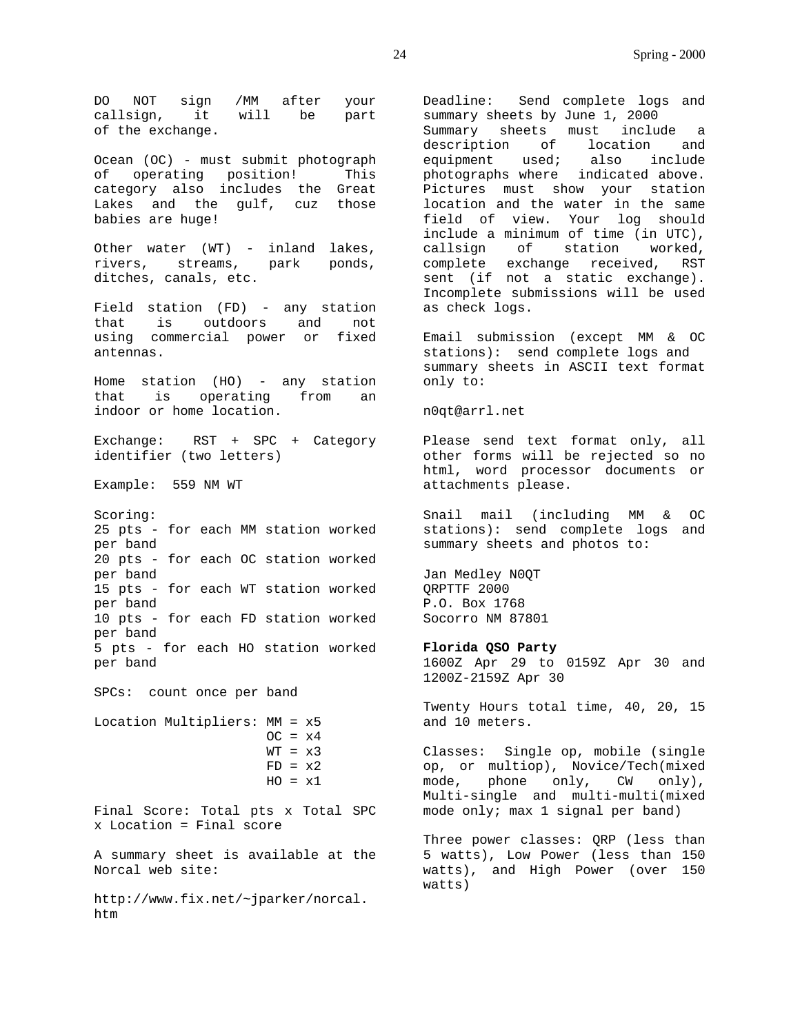DO NOT sign /MM after your callsign, it will be part of the exchange.

Ocean (OC) - must submit photograph of operating position! This category also includes the Great Lakes and the gulf, cuz those babies are huge!

Other water (WT) - inland lakes, rivers, streams, park ponds, ditches, canals, etc.

Field station (FD) - any station that is outdoors and not using commercial power or fixed antennas.

Home station (HO) - any station that is operating from an indoor or home location.

Exchange: RST + SPC + Category identifier (two letters)

Example: 559 NM WT

Scoring:
25 pts - for each MM station worked per band
20 pts - for each OC station worked per band
15 pts - for each WT station worked per band
10 pts - for each FD station worked per band
5 pts - for each HO station worked per band

SPCs: count once per band

Location Multipliers: MM = x5
OC = x4
WT = x3
FD = x2
HO = x1

Final Score: Total pts x Total SPC x Location = Final score

A summary sheet is available at the Norcal web site:

http://www.fix.net/~jparker/norcal.htm

Deadline: Send complete logs and summary sheets by June 1, 2000
Summary sheets must include a description of location and equipment used; also include photographs where indicated above. Pictures must show your station location and the water in the same field of view. Your log should include a minimum of time (in UTC), callsign of station worked, complete exchange received, RST sent (if not a static exchange). Incomplete submissions will be used as check logs.

Email submission (except MM & OC stations): send complete logs and summary sheets in ASCII text format only to:

n0qt@arrl.net

Please send text format only, all other forms will be rejected so no html, word processor documents or attachments please.

Snail mail (including MM & OC stations): send complete logs and summary sheets and photos to:

Jan Medley N0QT
QRPTTF 2000
P.O. Box 1768
Socorro NM 87801

**Florida QSO Party**
1600Z Apr 29 to 0159Z Apr 30 and 1200Z-2159Z Apr 30

Twenty Hours total time, 40, 20, 15 and 10 meters.

Classes: Single op, mobile (single op, or multiop), Novice/Tech(mixed mode, phone only, CW only), Multi-single and multi-multi(mixed mode only; max 1 signal per band)

Three power classes: QRP (less than 5 watts), Low Power (less than 150 watts), and High Power (over 150 watts)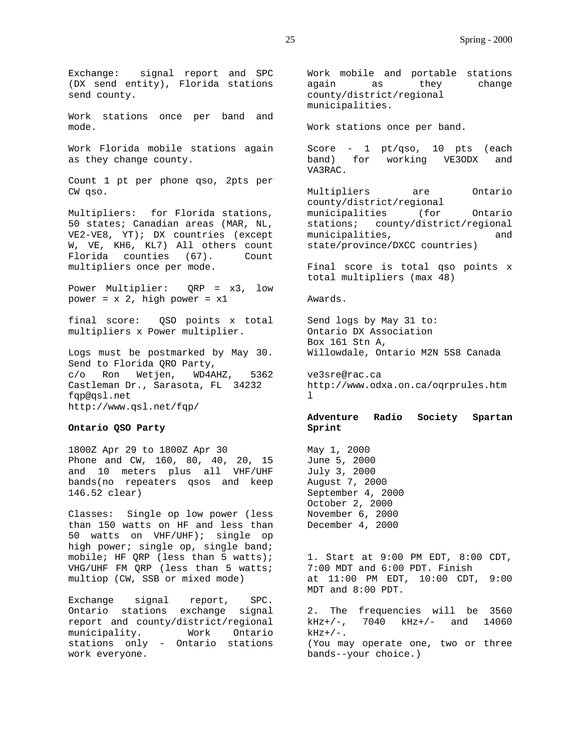Exchange: signal report and SPC (DX send entity), Florida stations send county.

Work stations once per band and mode.

Work Florida mobile stations again as they change county.

Count 1 pt per phone qso, 2pts per CW qso.

Multipliers: for Florida stations, 50 states; Canadian areas (MAR, NL, VE2-VE8, YT); DX countries (except W, VE, KH6, KL7) All others count Florida counties (67). Count multipliers once per mode.

Power Multiplier: QRP = x3, low power = x 2, high power = x1

final score: QSO points x total multipliers x Power multiplier.

Logs must be postmarked by May 30.
Send to Florida QRO Party,
c/o Ron Wetjen, WD4AHZ, 5362 Castleman Dr., Sarasota, FL 34232
fqp@qsl.net
http://www.qsl.net/fqp/

**Ontario QSO Party**

1800Z Apr 29 to 1800Z Apr 30
Phone and CW, 160, 80, 40, 20, 15 and 10 meters plus all VHF/UHF bands(no repeaters qsos and keep 146.52 clear)

Classes: Single op low power (less than 150 watts on HF and less than 50 watts on VHF/UHF); single op high power; single op, single band; mobile; HF QRP (less than 5 watts); VHG/UHF FM QRP (less than 5 watts; multiop (CW, SSB or mixed mode)

Exchange signal report, SPC. Ontario stations exchange signal report and county/district/regional municipality. Work Ontario stations only - Ontario stations work everyone.

Work mobile and portable stations again as they change county/district/regional municipalities.

Work stations once per band.

Score - 1 pt/qso, 10 pts (each band) for working VE3ODX and VA3RAC.

Multipliers are Ontario county/district/regional municipalities (for Ontario stations; county/district/regional municipalities, and state/province/DXCC countries)

Final score is total qso points x total multipliers (max 48)

Awards.

Send logs by May 31 to:
Ontario DX Association
Box 161 Stn A,
Willowdale, Ontario M2N 5S8 Canada

ve3sre@rac.ca
http://www.odxa.on.ca/oqrprules.html

**Adventure Radio Society Spartan Sprint**

May 1, 2000
June 5, 2000
July 3, 2000
August 7, 2000
September 4, 2000
October 2, 2000
November 6, 2000
December 4, 2000

1. Start at 9:00 PM EDT, 8:00 CDT, 7:00 MDT and 6:00 PDT. Finish at 11:00 PM EDT, 10:00 CDT, 9:00 MDT and 8:00 PDT.

2. The frequencies will be 3560 kHz+/-, 7040 kHz+/- and 14060 kHz+/-.
(You may operate one, two or three bands--your choice.)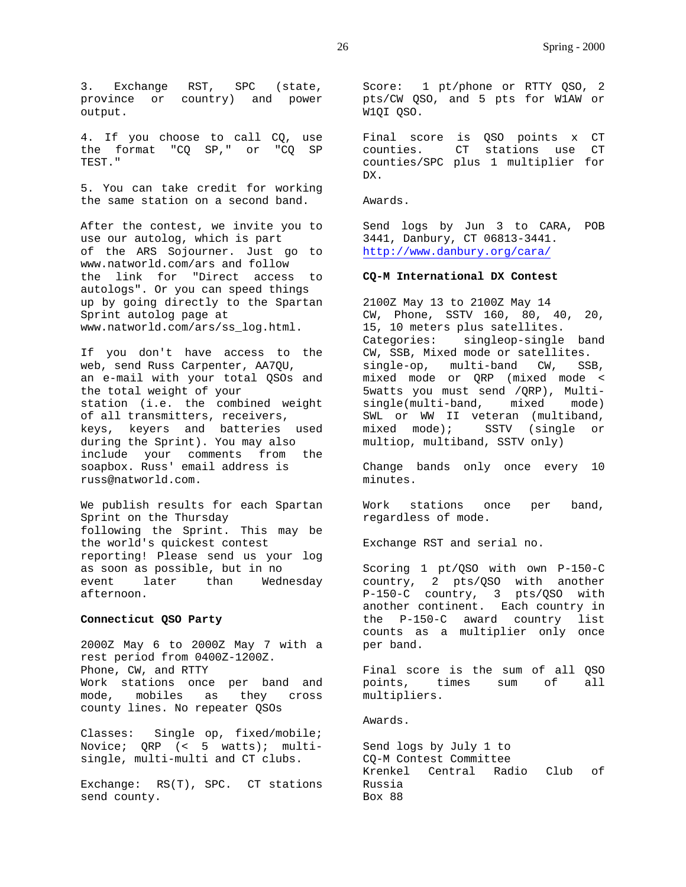3. Exchange RST, SPC (state, province or country) and power output.

4. If you choose to call CQ, use the format "CQ SP," or "CQ SP TEST."

5. You can take credit for working the same station on a second band.

After the contest, we invite you to use our autolog, which is part of the ARS Sojourner. Just go to www.natworld.com/ars and follow the link for "Direct access to autologs". Or you can speed things up by going directly to the Spartan Sprint autolog page at www.natworld.com/ars/ss_log.html.

If you don't have access to the web, send Russ Carpenter, AA7QU, an e-mail with your total QSOs and the total weight of your station (i.e. the combined weight of all transmitters, receivers, keys, keyers and batteries used during the Sprint). You may also include your comments from the soapbox. Russ' email address is russ@natworld.com.

We publish results for each Spartan Sprint on the Thursday following the Sprint. This may be the world's quickest contest reporting! Please send us your log as soon as possible, but in no event later than Wednesday afternoon.

**Connecticut QSO Party**

2000Z May 6 to 2000Z May 7 with a rest period from 0400Z-1200Z.
Phone, CW, and RTTY
Work stations once per band and mode, mobiles as they cross county lines. No repeater QSOs

Classes: Single op, fixed/mobile; Novice; QRP (< 5 watts); multi-single, multi-multi and CT clubs.

Exchange: RS(T), SPC. CT stations send county.

Score: 1 pt/phone or RTTY QSO, 2 pts/CW QSO, and 5 pts for W1AW or W1QI QSO.

Final score is QSO points x CT counties. CT stations use CT counties/SPC plus 1 multiplier for DX.

Awards.

Send logs by Jun 3 to CARA, POB 3441, Danbury, CT 06813-3441.
http://www.danbury.org/cara/

**CQ-M International DX Contest**

2100Z May 13 to 2100Z May 14
CW, Phone, SSTV 160, 80, 40, 20, 15, 10 meters plus satellites.
Categories: singleop-single band CW, SSB, Mixed mode or satellites. single-op, multi-band CW, SSB, mixed mode or QRP (mixed mode < 5watts you must send /QRP), Multi-single(multi-band, mixed mode) SWL or WW II veteran (multiband, mixed mode); SSTV (single or multiop, multiband, SSTV only)

Change bands only once every 10 minutes.

Work stations once per band, regardless of mode.

Exchange RST and serial no.

Scoring 1 pt/QSO with own P-150-C country, 2 pts/QSO with another P-150-C country, 3 pts/QSO with another continent. Each country in the P-150-C award country list counts as a multiplier only once per band.

Final score is the sum of all QSO points, times sum of all multipliers.

Awards.

Send logs by July 1 to
CQ-M Contest Committee
Krenkel Central Radio Club of Russia
Box 88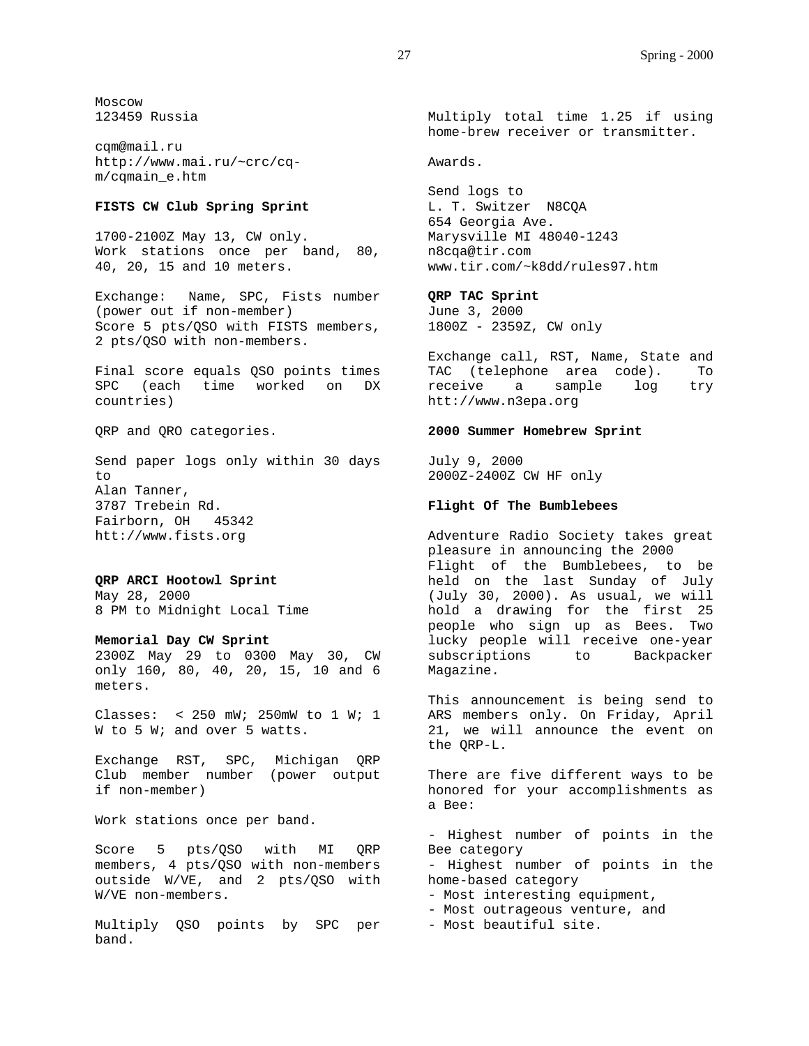Moscow
123459 Russia

cqm@mail.ru
http://www.mai.ru/~crc/cq-m/cqmain_e.htm

**FISTS CW Club Spring Sprint**

1700-2100Z May 13, CW only.
Work stations once per band, 80, 40, 20, 15 and 10 meters.

Exchange: Name, SPC, Fists number (power out if non-member)
Score 5 pts/QSO with FISTS members, 2 pts/QSO with non-members.

Final score equals QSO points times SPC (each time worked on DX countries)

QRP and QRO categories.

Send paper logs only within 30 days to
Alan Tanner,
3787 Trebein Rd.
Fairborn, OH 45342
htt://www.fists.org

**QRP ARCI Hootowl Sprint**
May 28, 2000
8 PM to Midnight Local Time

**Memorial Day CW Sprint**
2300Z May 29 to 0300 May 30, CW only 160, 80, 40, 20, 15, 10 and 6 meters.

Classes: < 250 mW; 250mW to 1 W; 1 W to 5 W; and over 5 watts.

Exchange RST, SPC, Michigan QRP Club member number (power output if non-member)

Work stations once per band.

Score 5 pts/QSO with MI QRP members, 4 pts/QSO with non-members outside W/VE, and 2 pts/QSO with W/VE non-members.

Multiply QSO points by SPC per band.

Multiply total time 1.25 if using home-brew receiver or transmitter.

Awards.

Send logs to
L. T. Switzer N8CQA
654 Georgia Ave.
Marysville MI 48040-1243
n8cqa@tir.com
www.tir.com/~k8dd/rules97.htm

**QRP TAC Sprint**
June 3, 2000
1800Z - 2359Z, CW only

Exchange call, RST, Name, State and TAC (telephone area code). To receive a sample log try http://www.n3epa.org

**2000 Summer Homebrew Sprint**

July 9, 2000
2000Z-2400Z CW HF only

**Flight Of The Bumblebees**

Adventure Radio Society takes great pleasure in announcing the 2000 Flight of the Bumblebees, to be held on the last Sunday of July (July 30, 2000). As usual, we will hold a drawing for the first 25 people who sign up as Bees. Two lucky people will receive one-year subscriptions to Backpacker Magazine.

This announcement is being send to ARS members only. On Friday, April 21, we will announce the event on the QRP-L.

There are five different ways to be honored for your accomplishments as a Bee:

- Highest number of points in the Bee category
- Highest number of points in the home-based category
- Most interesting equipment,
- Most outrageous venture, and
- Most beautiful site.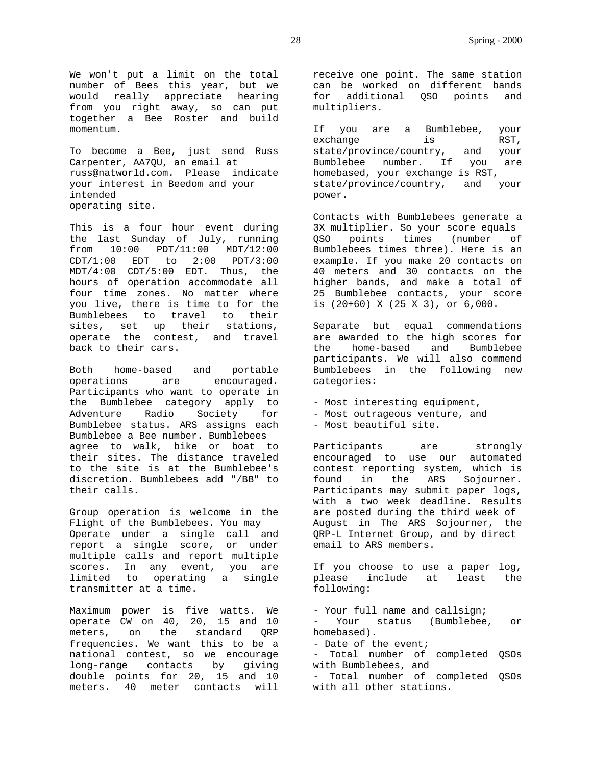We won't put a limit on the total number of Bees this year, but we would really appreciate hearing from you right away, so can put together a Bee Roster and build momentum.

To become a Bee, just send Russ Carpenter, AA7QU, an email at russ@natworld.com. Please indicate your interest in Beedom and your intended operating site.

This is a four hour event during the last Sunday of July, running from 10:00 PDT/11:00 MDT/12:00 CDT/1:00 EDT to 2:00 PDT/3:00 MDT/4:00 CDT/5:00 EDT. Thus, the hours of operation accommodate all four time zones. No matter where you live, there is time to for the Bumblebees to travel to their sites, set up their stations, operate the contest, and travel back to their cars.

Both home-based and portable operations are encouraged. Participants who want to operate in the Bumblebee category apply to Adventure Radio Society for Bumblebee status. ARS assigns each Bumblebee a Bee number. Bumblebees agree to walk, bike or boat to their sites. The distance traveled to the site is at the Bumblebee's discretion. Bumblebees add "/BB" to their calls.

Group operation is welcome in the Flight of the Bumblebees. You may Operate under a single call and report a single score, or under multiple calls and report multiple scores. In any event, you are limited to operating a single transmitter at a time.

Maximum power is five watts. We operate CW on 40, 20, 15 and 10 meters, on the standard QRP frequencies. We want this to be a national contest, so we encourage long-range contacts by giving double points for 20, 15 and 10 meters. 40 meter contacts will receive one point. The same station can be worked on different bands for additional QSO points and multipliers.

If you are a Bumblebee, your exchange is RST, state/province/country, and your Bumblebee number. If you are homebased, your exchange is RST, state/province/country, and your power.

Contacts with Bumblebees generate a 3X multiplier. So your score equals QSO points times (number of Bumblebees times three). Here is an example. If you make 20 contacts on 40 meters and 30 contacts on the higher bands, and make a total of 25 Bumblebee contacts, your score is (20+60) X (25 X 3), or 6,000.

Separate but equal commendations are awarded to the high scores for the home-based and Bumblebee participants. We will also commend Bumblebees in the following new categories:

- Most interesting equipment,
- Most outrageous venture, and
- Most beautiful site.

Participants are strongly encouraged to use our automated contest reporting system, which is found in the ARS Sojourner. Participants may submit paper logs, with a two week deadline. Results are posted during the third week of August in The ARS Sojourner, the QRP-L Internet Group, and by direct email to ARS members.

If you choose to use a paper log, please include at least the following:

- Your full name and callsign;
- Your status (Bumblebee, or homebased).
- Date of the event;
- Total number of completed QSOs with Bumblebees, and
- Total number of completed QSOs with all other stations.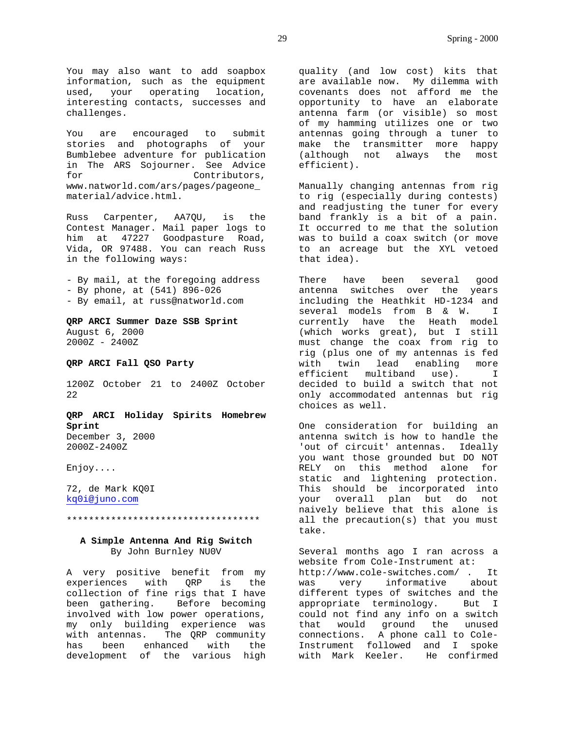You may also want to add soapbox information, such as the equipment used, your operating location, interesting contacts, successes and challenges.

You are encouraged to submit stories and photographs of your Bumblebee adventure for publication in The ARS Sojourner. See Advice for Contributors, www.natworld.com/ars/pages/pageone_material/advice.html.

Russ Carpenter, AA7QU, is the Contest Manager. Mail paper logs to him at 47227 Goodpasture Road, Vida, OR 97488. You can reach Russ in the following ways:

- By mail, at the foregoing address
- By phone, at (541) 896-026
- By email, at russ@natworld.com

**QRP ARCI Summer Daze SSB Sprint**
August 6, 2000
2000Z - 2400Z

**QRP ARCI Fall QSO Party**

1200Z October 21 to 2400Z October 22

**QRP ARCI Holiday Spirits Homebrew Sprint**
December 3, 2000
2000Z-2400Z

Enjoy....

72, de Mark KQ0I
kq0i@juno.com

***********************************

## A Simple Antenna And Rig Switch

By John Burnley NU0V

A very positive benefit from my experiences with QRP is the collection of fine rigs that I have been gathering. Before becoming involved with low power operations, my only building experience was with antennas. The QRP community has been enhanced with the development of the various high quality (and low cost) kits that are available now. My dilemma with covenants does not afford me the opportunity to have an elaborate antenna farm (or visible) so most of my hamming utilizes one or two antennas going through a tuner to make the transmitter more happy (although not always the most efficient).

Manually changing antennas from rig to rig (especially during contests) and readjusting the tuner for every band frankly is a bit of a pain. It occurred to me that the solution was to build a coax switch (or move to an acreage but the XYL vetoed that idea).

There have been several good antenna switches over the years including the Heathkit HD-1234 and several models from B & W. I currently have the Heath model (which works great), but I still must change the coax from rig to rig (plus one of my antennas is fed with twin lead enabling more efficient multiband use). I decided to build a switch that not only accommodated antennas but rig choices as well.

One consideration for building an antenna switch is how to handle the 'out of circuit' antennas. Ideally you want those grounded but DO NOT RELY on this method alone for static and lightening protection. This should be incorporated into your overall plan but do not naively believe that this alone is all the precaution(s) that you must take.

Several months ago I ran across a website from Cole-Instrument at: http://www.cole-switches.com/ . It was very informative about different types of switches and the appropriate terminology. But I could not find any info on a switch that would ground the unused connections. A phone call to Cole-Instrument followed and I spoke with Mark Keeler. He confirmed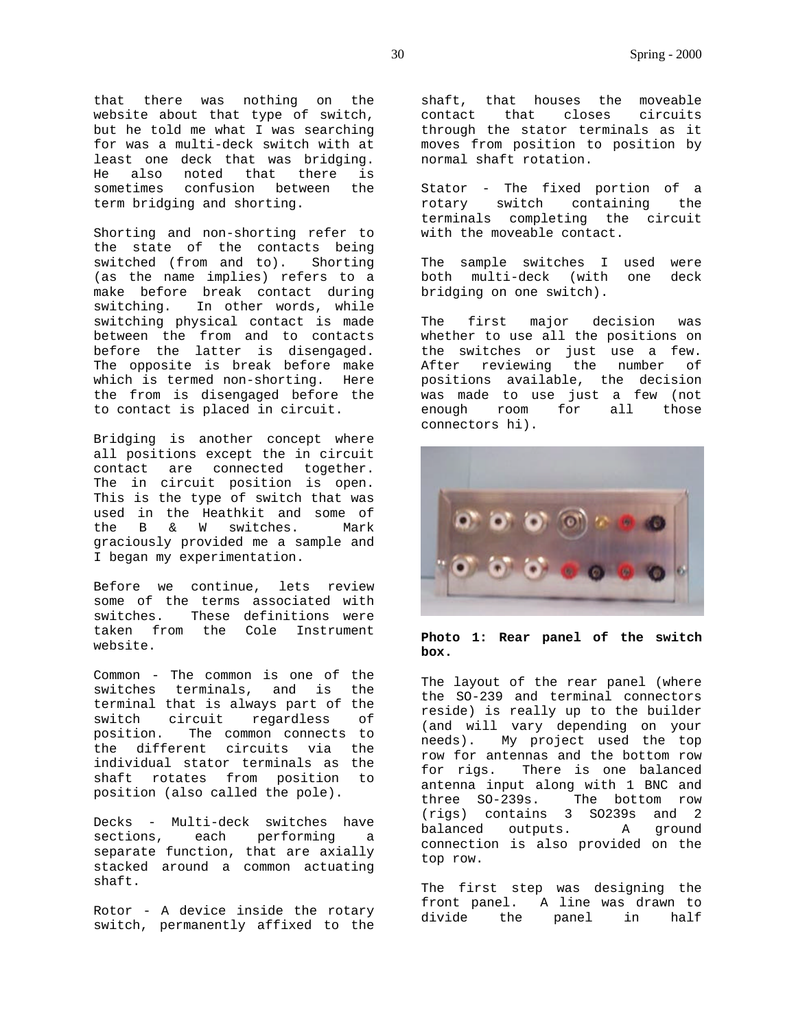that there was nothing on the website about that type of switch, but he told me what I was searching for was a multi-deck switch with at least one deck that was bridging. He also noted that there is sometimes confusion between the term bridging and shorting.

Shorting and non-shorting refer to the state of the contacts being switched (from and to). Shorting (as the name implies) refers to a make before break contact during switching. In other words, while switching physical contact is made between the from and to contacts before the latter is disengaged. The opposite is break before make which is termed non-shorting. Here the from is disengaged before the to contact is placed in circuit.

Bridging is another concept where all positions except the in circuit contact are connected together. The in circuit position is open. This is the type of switch that was used in the Heathkit and some of the B & W switches. Mark graciously provided me a sample and I began my experimentation.

Before we continue, lets review some of the terms associated with switches. These definitions were taken from the Cole Instrument website.

Common - The common is one of the switches terminals, and is the terminal that is always part of the switch circuit regardless of position. The common connects to the different circuits via the individual stator terminals as the shaft rotates from position to position (also called the pole).

Decks - Multi-deck switches have sections, each performing a separate function, that are axially stacked around a common actuating shaft.

Rotor - A device inside the rotary switch, permanently affixed to the shaft, that houses the moveable contact that closes circuits through the stator terminals as it moves from position to position by normal shaft rotation.

Stator - The fixed portion of a rotary switch containing the terminals completing the circuit with the moveable contact.

The sample switches I used were both multi-deck (with one deck bridging on one switch).

The first major decision was whether to use all the positions on the switches or just use a few. After reviewing the number of positions available, the decision was made to use just a few (not enough room for all those connectors hi).

**Photo 1: Rear panel of the switch box.**

The layout of the rear panel (where the SO-239 and terminal connectors reside) is really up to the builder (and will vary depending on your needs). My project used the top row for antennas and the bottom row for rigs. There is one balanced antenna input along with 1 BNC and three SO-239s. The bottom row (rigs) contains 3 SO239s and 2 balanced outputs. A ground connection is also provided on the top row.

The first step was designing the front panel. A line was drawn to divide the panel in half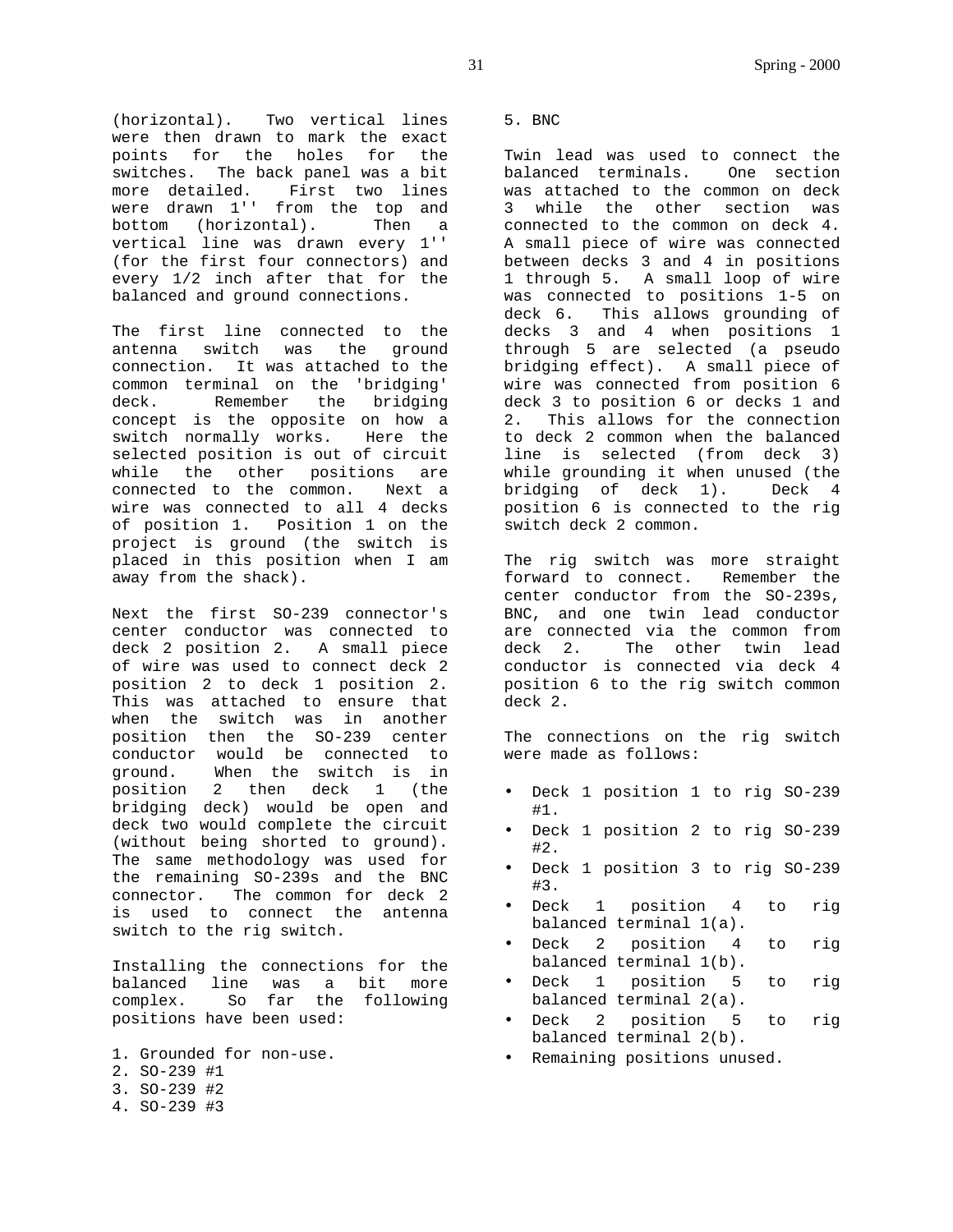(horizontal). Two vertical lines were then drawn to mark the exact points for the holes for the switches. The back panel was a bit more detailed. First two lines were drawn 1'' from the top and bottom (horizontal). Then a vertical line was drawn every 1'' (for the first four connectors) and every 1/2 inch after that for the balanced and ground connections.

The first line connected to the antenna switch was the ground connection. It was attached to the common terminal on the 'bridging' deck. Remember the bridging concept is the opposite on how a switch normally works. Here the selected position is out of circuit while the other positions are connected to the common. Next a wire was connected to all 4 decks of position 1. Position 1 on the project is ground (the switch is placed in this position when I am away from the shack).

Next the first SO-239 connector's center conductor was connected to deck 2 position 2. A small piece of wire was used to connect deck 2 position 2 to deck 1 position 2. This was attached to ensure that when the switch was in another position then the SO-239 center conductor would be connected to ground. When the switch is in position 2 then deck 1 (the bridging deck) would be open and deck two would complete the circuit (without being shorted to ground). The same methodology was used for the remaining SO-239s and the BNC connector. The common for deck 2 is used to connect the antenna switch to the rig switch.

Installing the connections for the balanced line was a bit more complex. So far the following positions have been used:

1. Grounded for non-use.
2. SO-239 #1
3. SO-239 #2
4. SO-239 #3
5. BNC

Twin lead was used to connect the balanced terminals. One section was attached to the common on deck 3 while the other section was connected to the common on deck 4. A small piece of wire was connected between decks 3 and 4 in positions 1 through 5. A small loop of wire was connected to positions 1-5 on deck 6. This allows grounding of decks 3 and 4 when positions 1 through 5 are selected (a pseudo bridging effect). A small piece of wire was connected from position 6 deck 3 to position 6 or decks 1 and 2. This allows for the connection to deck 2 common when the balanced line is selected (from deck 3) while grounding it when unused (the bridging of deck 1). Deck 4 position 6 is connected to the rig switch deck 2 common.

The rig switch was more straight forward to connect. Remember the center conductor from the SO-239s, BNC, and one twin lead conductor are connected via the common from deck 2. The other twin lead conductor is connected via deck 4 position 6 to the rig switch common deck 2.

The connections on the rig switch were made as follows:

- Deck 1 position 1 to rig SO-239 #1.
- Deck 1 position 2 to rig SO-239 #2.
- Deck 1 position 3 to rig SO-239 #3.
- Deck 1 position 4 to rig balanced terminal 1(a).
- Deck 2 position 4 to rig balanced terminal 1(b).
- Deck 1 position 5 to rig balanced terminal 2(a).
- Deck 2 position 5 to rig balanced terminal 2(b).
- Remaining positions unused.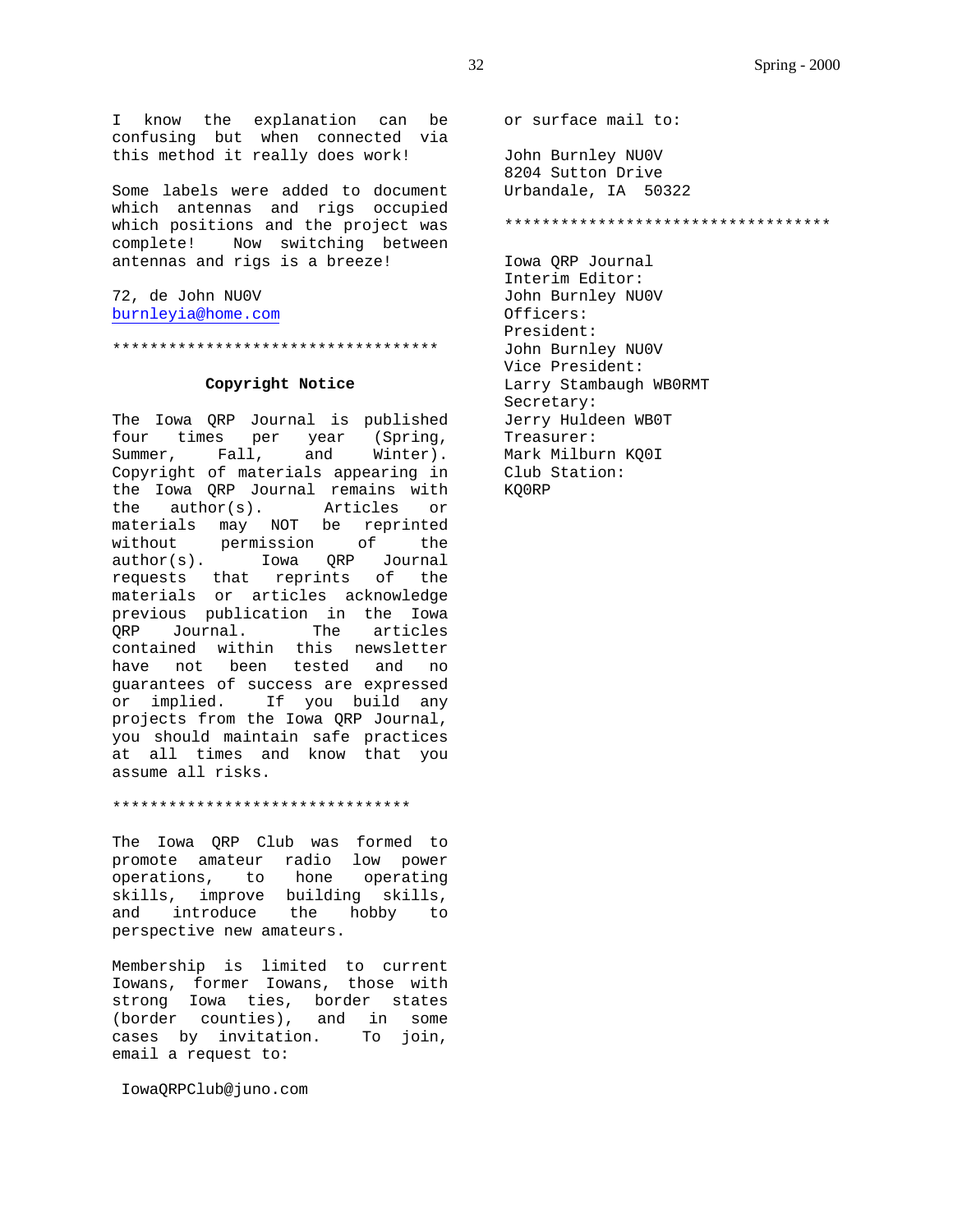I know the explanation can be confusing but when connected via this method it really does work!

Some labels were added to document which antennas and rigs occupied which positions and the project was complete! Now switching between antennas and rigs is a breeze!

72, de John NU0V
burnleyia@home.com

************************************

**Copyright Notice**

The Iowa QRP Journal is published four times per year (Spring, Summer, Fall, and Winter). Copyright of materials appearing in the Iowa QRP Journal remains with the author(s). Articles or materials may NOT be reprinted without permission of the author(s). Iowa QRP Journal requests that reprints of the materials or articles acknowledge previous publication in the Iowa QRP Journal. The articles contained within this newsletter have not been tested and no guarantees of success are expressed or implied. If you build any projects from the Iowa QRP Journal, you should maintain safe practices at all times and know that you assume all risks.

*********************************

The Iowa QRP Club was formed to promote amateur radio low power operations, to hone operating skills, improve building skills, and introduce the hobby to perspective new amateurs.

Membership is limited to current Iowans, former Iowans, those with strong Iowa ties, border states (border counties), and in some cases by invitation. To join, email a request to:

IowaQRPClub@juno.com

or surface mail to:

John Burnley NU0V
8204 Sutton Drive
Urbandale, IA 50322

************************************

Iowa QRP Journal
Interim Editor:
John Burnley NU0V
Officers:
President:
John Burnley NU0V
Vice President:
Larry Stambaugh WB0RMT
Secretary:
Jerry Huldeen WB0T
Treasurer:
Mark Milburn KQ0I
Club Station:
KQ0RP